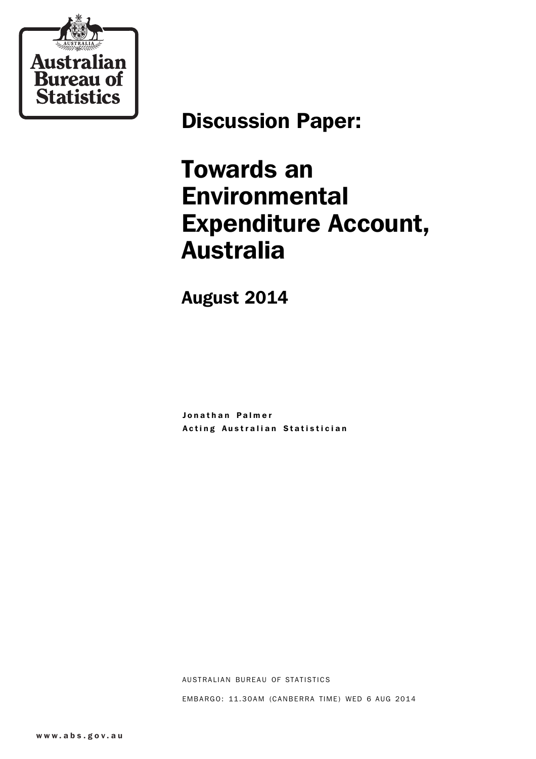Australian Bureau of Statistics

# Discussion Paper:

# Towards an Environmental Expenditure Account, Australia

## August 2014

Jonathan Palmer
Acting Australian Statistician

AUSTRALIAN BUREAU OF STATISTICS

EMBARGO: 11.30AM (CANBERRA TIME) WED 6 AUG 2014

www.abs.gov.au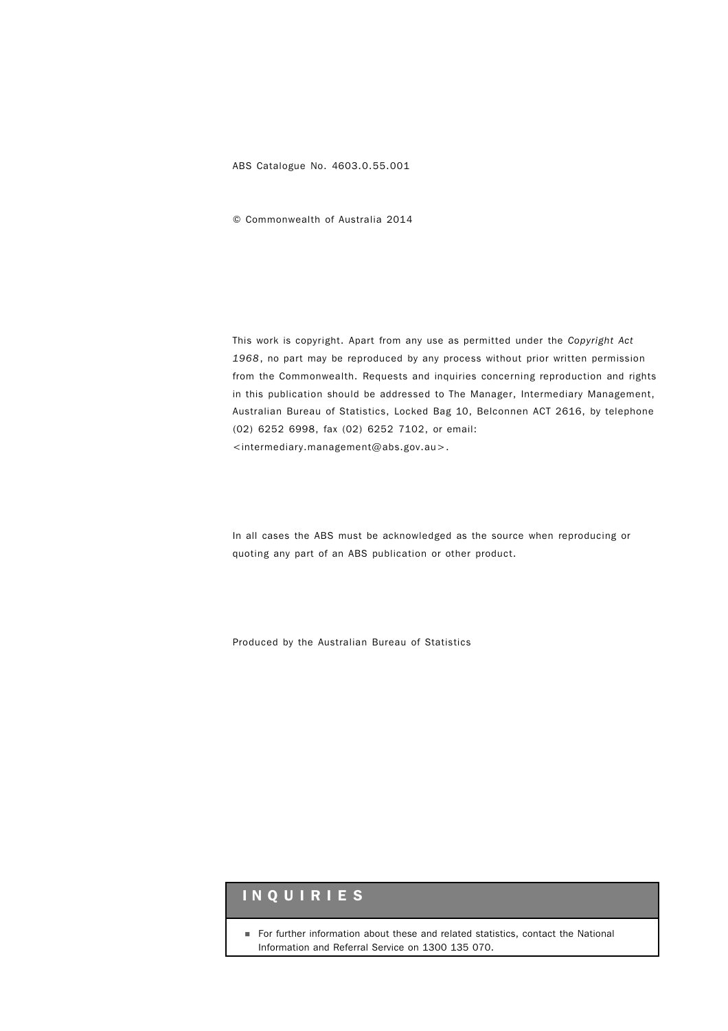ABS Catalogue No. 4603.0.55.001

© Commonwealth of Australia 2014

This work is copyright. Apart from any use as permitted under the *Copyright Act 1968*, no part may be reproduced by any process without prior written permission from the Commonwealth. Requests and inquiries concerning reproduction and rights in this publication should be addressed to The Manager, Intermediary Management, Australian Bureau of Statistics, Locked Bag 10, Belconnen ACT 2616, by telephone (02) 6252 6998, fax (02) 6252 7102, or email: <intermediary.management@abs.gov.au>.

In all cases the ABS must be acknowledged as the source when reproducing or quoting any part of an ABS publication or other product.

Produced by the Australian Bureau of Statistics

## INQUIRIES

- For further information about these and related statistics, contact the National Information and Referral Service on 1300 135 070.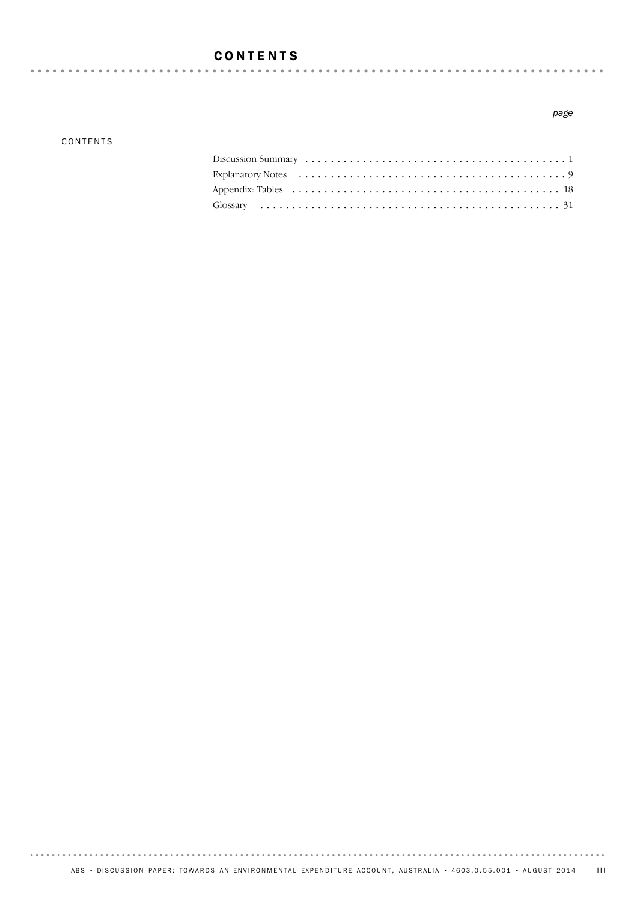# CONTENTS

| | page |
|---|---|
| CONTENTS | |
| Discussion Summary | 1 |
| Explanatory Notes | 9 |
| Appendix: Tables | 18 |
| Glossary | 31 |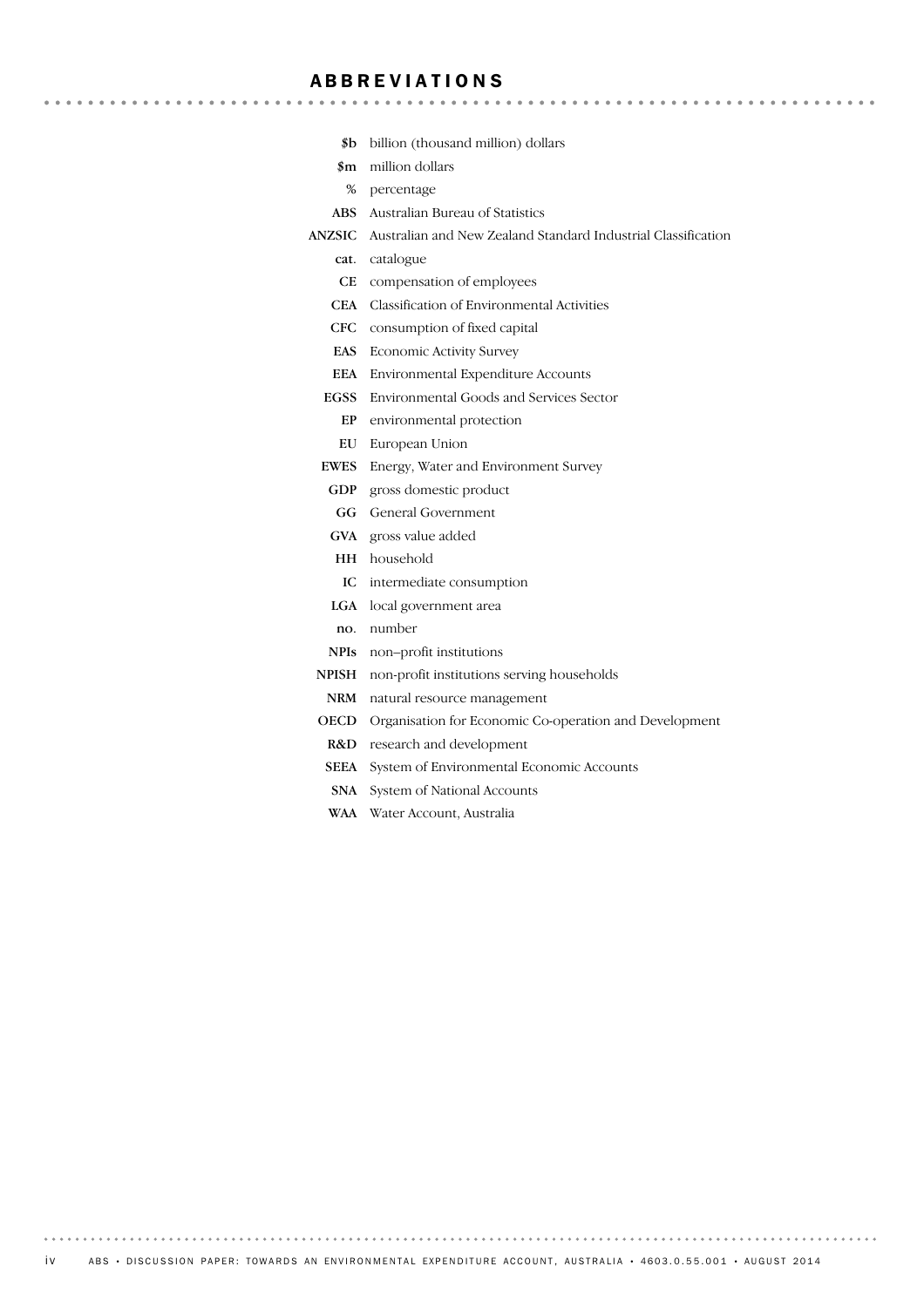# ABBREVIATIONS

| | |
|---|---|
| **$b** | billion (thousand million) dollars |
| **$m** | million dollars |
| **%** | percentage |
| **ABS** | Australian Bureau of Statistics |
| **ANZSIC** | Australian and New Zealand Standard Industrial Classification |
| **cat.** | catalogue |
| **CE** | compensation of employees |
| **CEA** | Classification of Environmental Activities |
| **CFC** | consumption of fixed capital |
| **EAS** | Economic Activity Survey |
| **EEA** | Environmental Expenditure Accounts |
| **EGSS** | Environmental Goods and Services Sector |
| **EP** | environmental protection |
| **EU** | European Union |
| **EWES** | Energy, Water and Environment Survey |
| **GDP** | gross domestic product |
| **GG** | General Government |
| **GVA** | gross value added |
| **HH** | household |
| **IC** | intermediate consumption |
| **LGA** | local government area |
| **no.** | number |
| **NPIs** | non–profit institutions |
| **NPISH** | non-profit institutions serving households |
| **NRM** | natural resource management |
| **OECD** | Organisation for Economic Co-operation and Development |
| **R&D** | research and development |
| **SEEA** | System of Environmental Economic Accounts |
| **SNA** | System of National Accounts |
| **WAA** | Water Account, Australia |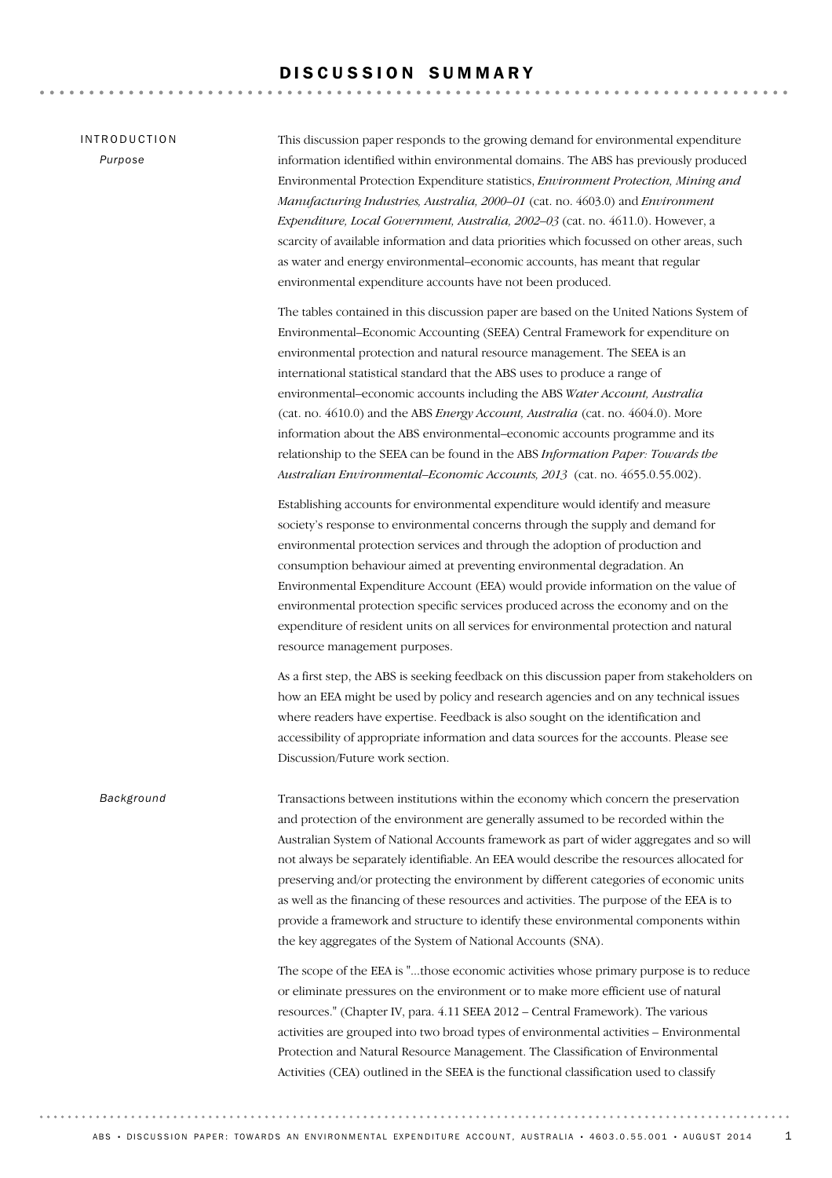# DISCUSSION SUMMARY

## INTRODUCTION

### Purpose

This discussion paper responds to the growing demand for environmental expenditure information identified within environmental domains. The ABS has previously produced Environmental Protection Expenditure statistics, *Environment Protection, Mining and Manufacturing Industries, Australia, 2000–01* (cat. no. 4603.0) and *Environment Expenditure, Local Government, Australia, 2002–03* (cat. no. 4611.0). However, a scarcity of available information and data priorities which focussed on other areas, such as water and energy environmental–economic accounts, has meant that regular environmental expenditure accounts have not been produced.

The tables contained in this discussion paper are based on the United Nations System of Environmental–Economic Accounting (SEEA) Central Framework for expenditure on environmental protection and natural resource management. The SEEA is an international statistical standard that the ABS uses to produce a range of environmental–economic accounts including the ABS *Water Account, Australia* (cat. no. 4610.0) and the ABS *Energy Account, Australia* (cat. no. 4604.0). More information about the ABS environmental–economic accounts programme and its relationship to the SEEA can be found in the ABS *Information Paper: Towards the Australian Environmental–Economic Accounts, 2013* (cat. no. 4655.0.55.002).

Establishing accounts for environmental expenditure would identify and measure society's response to environmental concerns through the supply and demand for environmental protection services and through the adoption of production and consumption behaviour aimed at preventing environmental degradation. An Environmental Expenditure Account (EEA) would provide information on the value of environmental protection specific services produced across the economy and on the expenditure of resident units on all services for environmental protection and natural resource management purposes.

As a first step, the ABS is seeking feedback on this discussion paper from stakeholders on how an EEA might be used by policy and research agencies and on any technical issues where readers have expertise. Feedback is also sought on the identification and accessibility of appropriate information and data sources for the accounts. Please see Discussion/Future work section.

### Background

Transactions between institutions within the economy which concern the preservation and protection of the environment are generally assumed to be recorded within the Australian System of National Accounts framework as part of wider aggregates and so will not always be separately identifiable. An EEA would describe the resources allocated for preserving and/or protecting the environment by different categories of economic units as well as the financing of these resources and activities. The purpose of the EEA is to provide a framework and structure to identify these environmental components within the key aggregates of the System of National Accounts (SNA).

The scope of the EEA is "...those economic activities whose primary purpose is to reduce or eliminate pressures on the environment or to make more efficient use of natural resources." (Chapter IV, para. 4.11 SEEA 2012 – Central Framework). The various activities are grouped into two broad types of environmental activities – Environmental Protection and Natural Resource Management. The Classification of Environmental Activities (CEA) outlined in the SEEA is the functional classification used to classify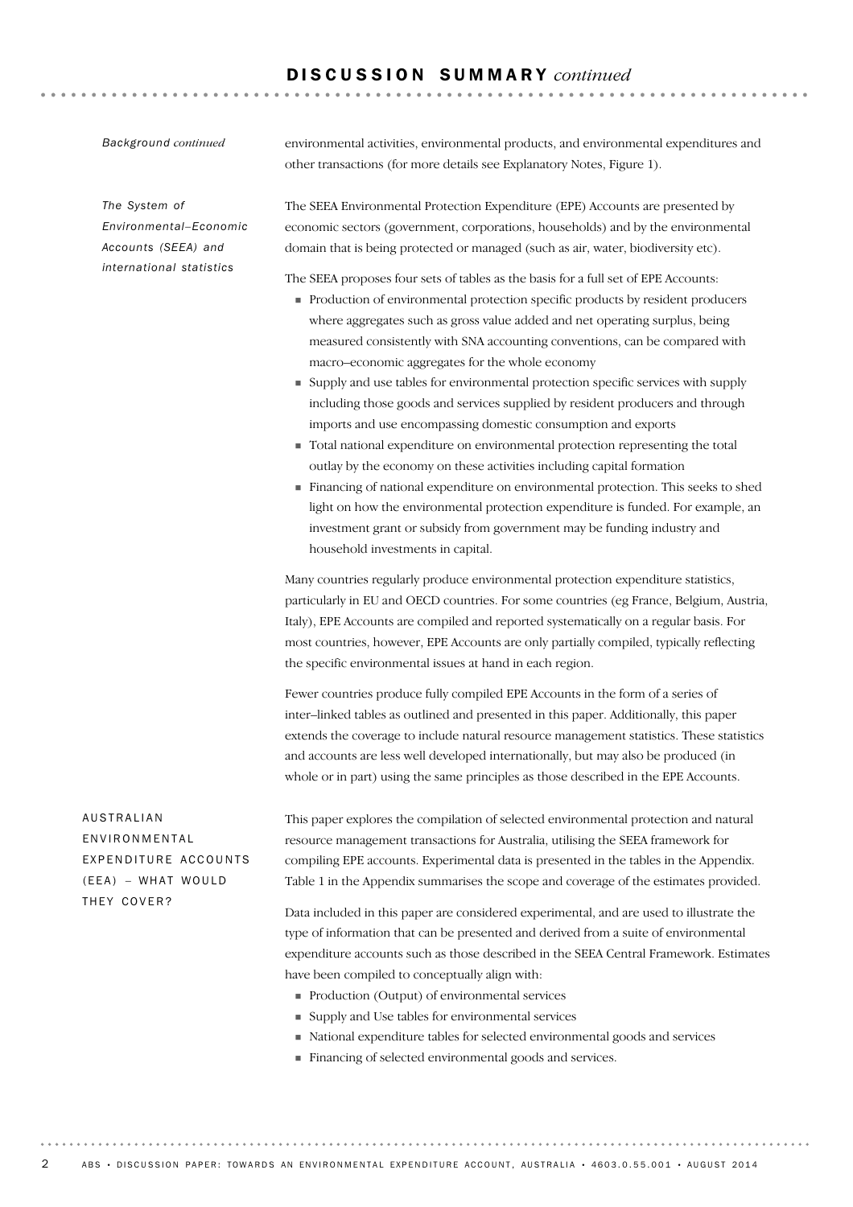## DISCUSSION SUMMARY *continued*

*Background continued*

environmental activities, environmental products, and environmental expenditures and other transactions (for more details see Explanatory Notes, Figure 1).

*The System of Environmental–Economic Accounts (SEEA) and international statistics*

The SEEA Environmental Protection Expenditure (EPE) Accounts are presented by economic sectors (government, corporations, households) and by the environmental domain that is being protected or managed (such as air, water, biodiversity etc).

The SEEA proposes four sets of tables as the basis for a full set of EPE Accounts:

- Production of environmental protection specific products by resident producers where aggregates such as gross value added and net operating surplus, being measured consistently with SNA accounting conventions, can be compared with macro–economic aggregates for the whole economy
- Supply and use tables for environmental protection specific services with supply including those goods and services supplied by resident producers and through imports and use encompassing domestic consumption and exports
- Total national expenditure on environmental protection representing the total outlay by the economy on these activities including capital formation
- Financing of national expenditure on environmental protection. This seeks to shed light on how the environmental protection expenditure is funded. For example, an investment grant or subsidy from government may be funding industry and household investments in capital.

Many countries regularly produce environmental protection expenditure statistics, particularly in EU and OECD countries. For some countries (eg France, Belgium, Austria, Italy), EPE Accounts are compiled and reported systematically on a regular basis. For most countries, however, EPE Accounts are only partially compiled, typically reflecting the specific environmental issues at hand in each region.

Fewer countries produce fully compiled EPE Accounts in the form of a series of inter–linked tables as outlined and presented in this paper. Additionally, this paper extends the coverage to include natural resource management statistics. These statistics and accounts are less well developed internationally, but may also be produced (in whole or in part) using the same principles as those described in the EPE Accounts.

### AUSTRALIAN ENVIRONMENTAL EXPENDITURE ACCOUNTS (EEA) – WHAT WOULD THEY COVER?

This paper explores the compilation of selected environmental protection and natural resource management transactions for Australia, utilising the SEEA framework for compiling EPE accounts. Experimental data is presented in the tables in the Appendix. Table 1 in the Appendix summarises the scope and coverage of the estimates provided.

Data included in this paper are considered experimental, and are used to illustrate the type of information that can be presented and derived from a suite of environmental expenditure accounts such as those described in the SEEA Central Framework. Estimates have been compiled to conceptually align with:

- Production (Output) of environmental services
- Supply and Use tables for environmental services
- National expenditure tables for selected environmental goods and services
- Financing of selected environmental goods and services.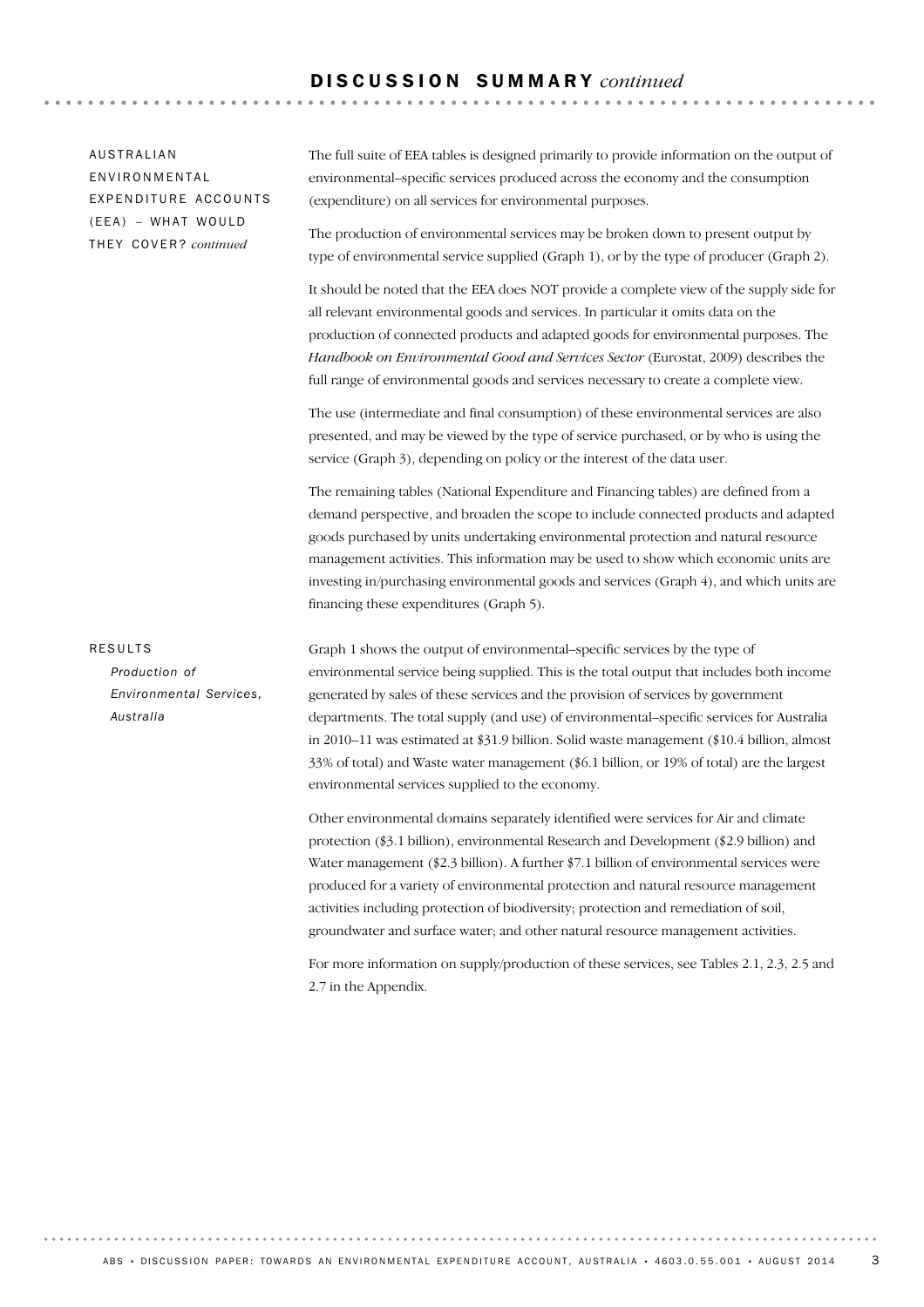## DISCUSSION SUMMARY *continued*

### AUSTRALIAN ENVIRONMENTAL EXPENDITURE ACCOUNTS (EEA) – WHAT WOULD THEY COVER? *continued*

The full suite of EEA tables is designed primarily to provide information on the output of environmental–specific services produced across the economy and the consumption (expenditure) on all services for environmental purposes.

The production of environmental services may be broken down to present output by type of environmental service supplied (Graph 1), or by the type of producer (Graph 2).

It should be noted that the EEA does NOT provide a complete view of the supply side for all relevant environmental goods and services. In particular it omits data on the production of connected products and adapted goods for environmental purposes. The *Handbook on Environmental Good and Services Sector* (Eurostat, 2009) describes the full range of environmental goods and services necessary to create a complete view.

The use (intermediate and final consumption) of these environmental services are also presented, and may be viewed by the type of service purchased, or by who is using the service (Graph 3), depending on policy or the interest of the data user.

The remaining tables (National Expenditure and Financing tables) are defined from a demand perspective, and broaden the scope to include connected products and adapted goods purchased by units undertaking environmental protection and natural resource management activities. This information may be used to show which economic units are investing in/purchasing environmental goods and services (Graph 4), and which units are financing these expenditures (Graph 5).

### RESULTS

#### *Production of Environmental Services, Australia*

Graph 1 shows the output of environmental–specific services by the type of environmental service being supplied. This is the total output that includes both income generated by sales of these services and the provision of services by government departments. The total supply (and use) of environmental–specific services for Australia in 2010–11 was estimated at $31.9 billion. Solid waste management ($10.4 billion, almost 33% of total) and Waste water management ($6.1 billion, or 19% of total) are the largest environmental services supplied to the economy.

Other environmental domains separately identified were services for Air and climate protection ($3.1 billion), environmental Research and Development ($2.9 billion) and Water management ($2.3 billion). A further $7.1 billion of environmental services were produced for a variety of environmental protection and natural resource management activities including protection of biodiversity; protection and remediation of soil, groundwater and surface water; and other natural resource management activities.

For more information on supply/production of these services, see Tables 2.1, 2.3, 2.5 and 2.7 in the Appendix.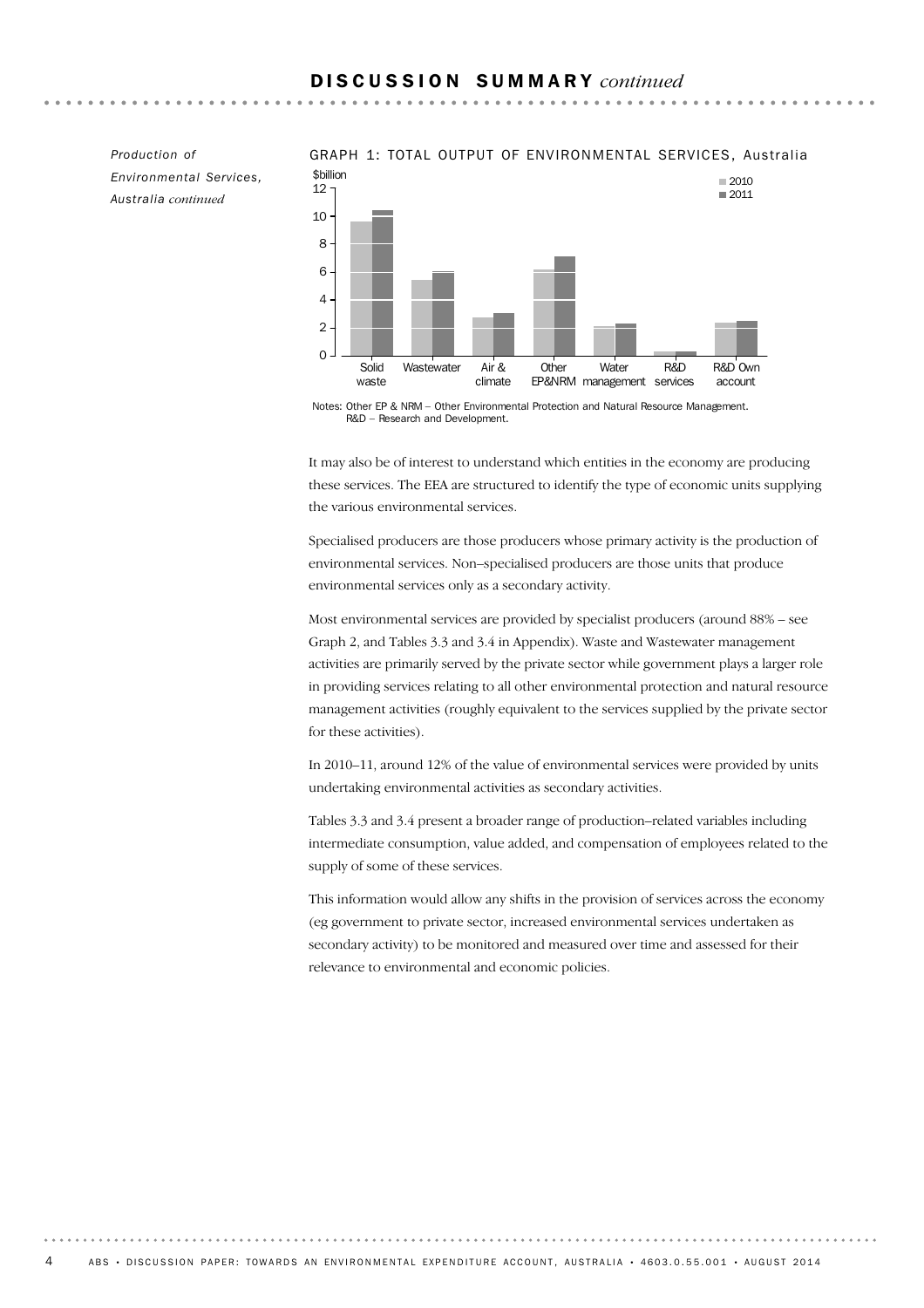## DISCUSSION SUMMARY *continued*

*Production of Environmental Services, Australia continued*

GRAPH 1: TOTAL OUTPUT OF ENVIRONMENTAL SERVICES, Australia

Notes: Other EP & NRM – Other Environmental Protection and Natural Resource Management.
R&D – Research and Development.

It may also be of interest to understand which entities in the economy are producing these services. The EEA are structured to identify the type of economic units supplying the various environmental services.

Specialised producers are those producers whose primary activity is the production of environmental services. Non–specialised producers are those units that produce environmental services only as a secondary activity.

Most environmental services are provided by specialist producers (around 88% – see Graph 2, and Tables 3.3 and 3.4 in Appendix). Waste and Wastewater management activities are primarily served by the private sector while government plays a larger role in providing services relating to all other environmental protection and natural resource management activities (roughly equivalent to the services supplied by the private sector for these activities).

In 2010–11, around 12% of the value of environmental services were provided by units undertaking environmental activities as secondary activities.

Tables 3.3 and 3.4 present a broader range of production–related variables including intermediate consumption, value added, and compensation of employees related to the supply of some of these services.

This information would allow any shifts in the provision of services across the economy (eg government to private sector, increased environmental services undertaken as secondary activity) to be monitored and measured over time and assessed for their relevance to environmental and economic policies.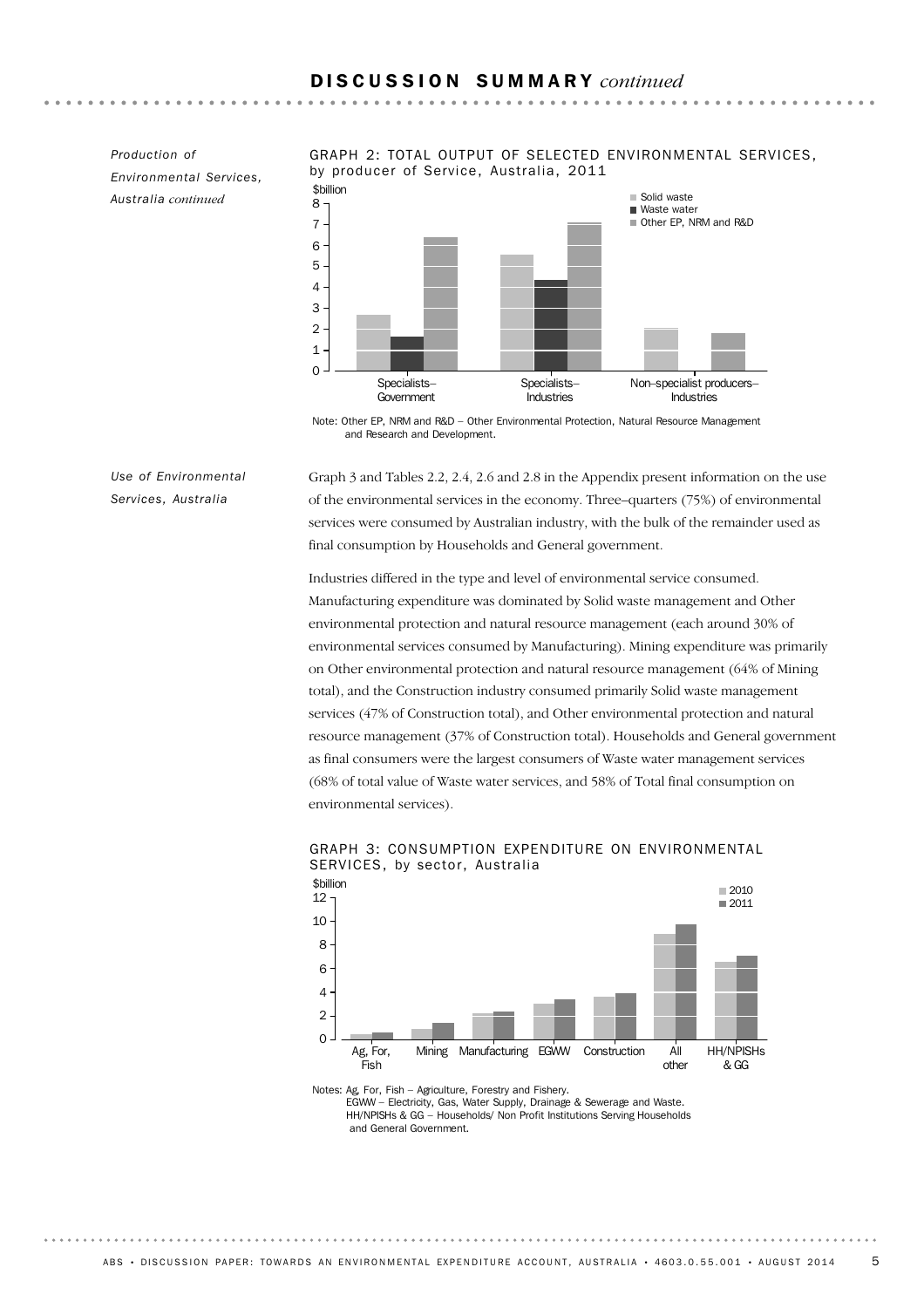## DISCUSSION SUMMARY *continued*

*Production of Environmental Services, Australia continued*

GRAPH 2: TOTAL OUTPUT OF SELECTED ENVIRONMENTAL SERVICES, by producer of Service, Australia, 2011

Note: Other EP, NRM and R&D – Other Environmental Protection, Natural Resource Management and Research and Development.

*Use of Environmental Services, Australia*

Graph 3 and Tables 2.2, 2.4, 2.6 and 2.8 in the Appendix present information on the use of the environmental services in the economy. Three–quarters (75%) of environmental services were consumed by Australian industry, with the bulk of the remainder used as final consumption by Households and General government.

Industries differed in the type and level of environmental service consumed. Manufacturing expenditure was dominated by Solid waste management and Other environmental protection and natural resource management (each around 30% of environmental services consumed by Manufacturing). Mining expenditure was primarily on Other environmental protection and natural resource management (64% of Mining total), and the Construction industry consumed primarily Solid waste management services (47% of Construction total), and Other environmental protection and natural resource management (37% of Construction total). Households and General government as final consumers were the largest consumers of Waste water management services (68% of total value of Waste water services, and 58% of Total final consumption on environmental services).

GRAPH 3: CONSUMPTION EXPENDITURE ON ENVIRONMENTAL SERVICES, by sector, Australia

Notes: Ag, For, Fish – Agriculture, Forestry and Fishery.
EGWW – Electricity, Gas, Water Supply, Drainage & Sewerage and Waste.
HH/NPISHs & GG – Households/ Non Profit Institutions Serving Households and General Government.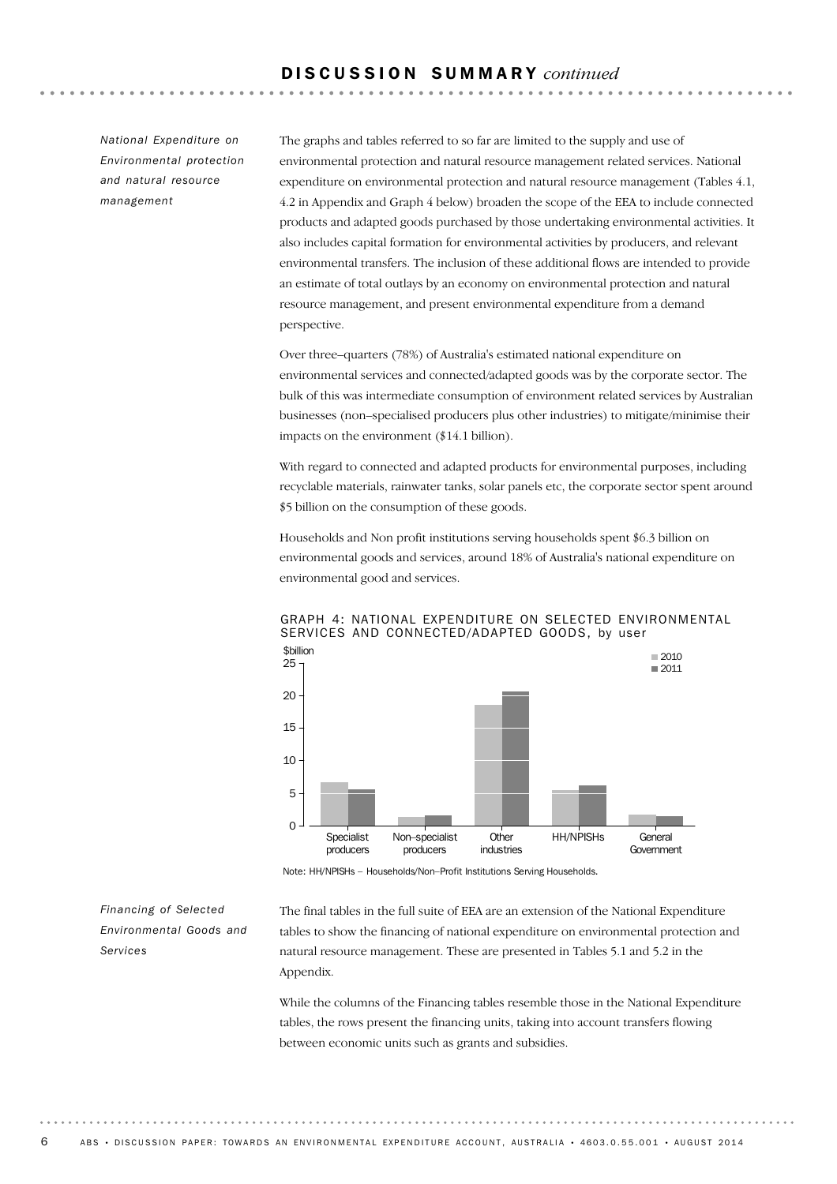*National Expenditure on Environmental protection and natural resource management*

The graphs and tables referred to so far are limited to the supply and use of environmental protection and natural resource management related services. National expenditure on environmental protection and natural resource management (Tables 4.1, 4.2 in Appendix and Graph 4 below) broaden the scope of the EEA to include connected products and adapted goods purchased by those undertaking environmental activities. It also includes capital formation for environmental activities by producers, and relevant environmental transfers. The inclusion of these additional flows are intended to provide an estimate of total outlays by an economy on environmental protection and natural resource management, and present environmental expenditure from a demand perspective.

Over three–quarters (78%) of Australia's estimated national expenditure on environmental services and connected/adapted goods was by the corporate sector. The bulk of this was intermediate consumption of environment related services by Australian businesses (non–specialised producers plus other industries) to mitigate/minimise their impacts on the environment ($14.1 billion).

With regard to connected and adapted products for environmental purposes, including recyclable materials, rainwater tanks, solar panels etc, the corporate sector spent around $5 billion on the consumption of these goods.

Households and Non profit institutions serving households spent $6.3 billion on environmental goods and services, around 18% of Australia's national expenditure on environmental good and services.

GRAPH 4: NATIONAL EXPENDITURE ON SELECTED ENVIRONMENTAL SERVICES AND CONNECTED/ADAPTED GOODS, by user

Note: HH/NPISHs – Households/Non–Profit Institutions Serving Households.

*Financing of Selected Environmental Goods and Services*

The final tables in the full suite of EEA are an extension of the National Expenditure tables to show the financing of national expenditure on environmental protection and natural resource management. These are presented in Tables 5.1 and 5.2 in the Appendix.

While the columns of the Financing tables resemble those in the National Expenditure tables, the rows present the financing units, taking into account transfers flowing between economic units such as grants and subsidies.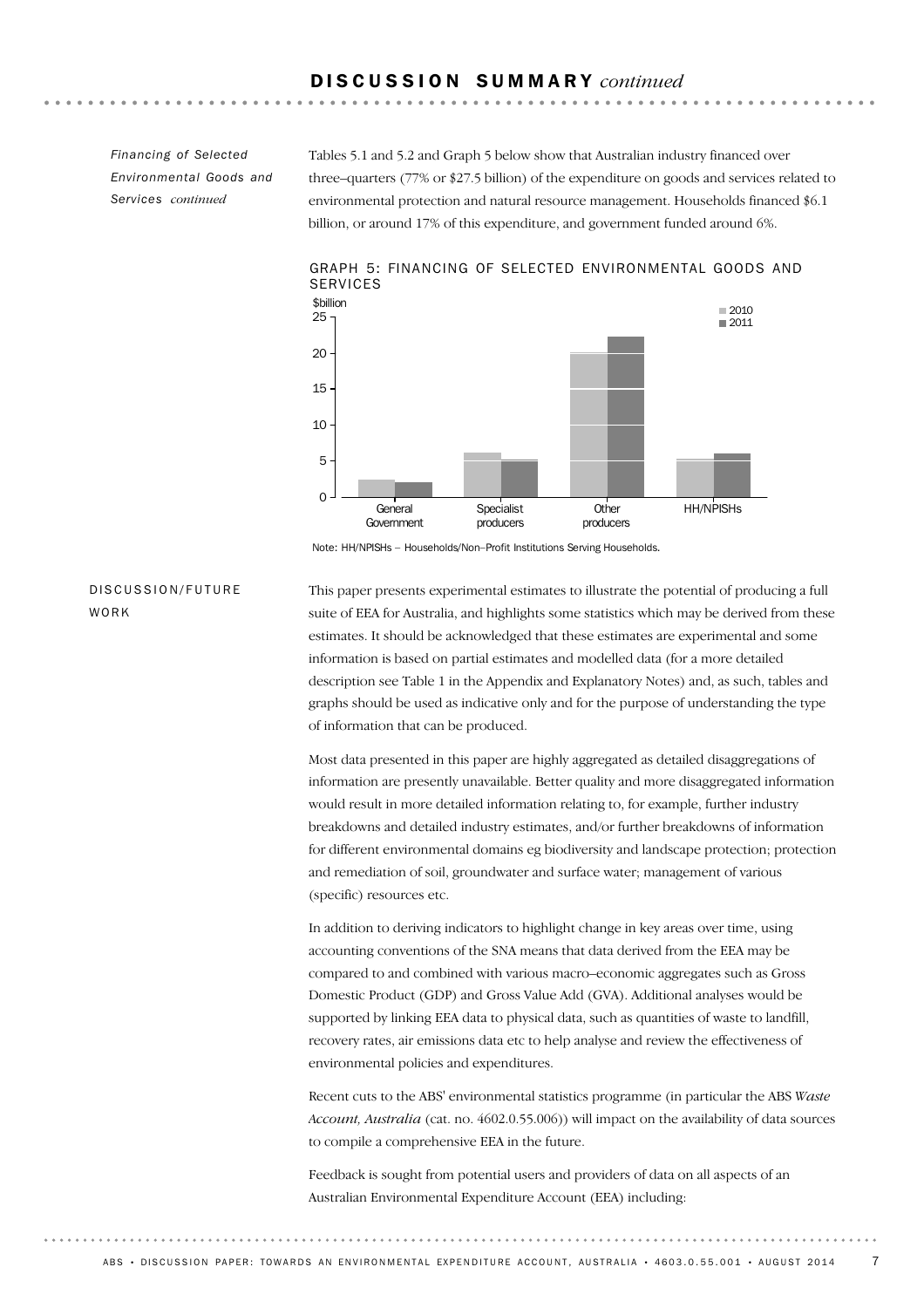*Financing of Selected Environmental Goods and Services continued*

Tables 5.1 and 5.2 and Graph 5 below show that Australian industry financed over three–quarters (77% or $27.5 billion) of the expenditure on goods and services related to environmental protection and natural resource management. Households financed $6.1 billion, or around 17% of this expenditure, and government funded around 6%.

GRAPH 5: FINANCING OF SELECTED ENVIRONMENTAL GOODS AND SERVICES

Note: HH/NPISHs – Households/Non–Profit Institutions Serving Households.

## DISCUSSION/FUTURE WORK

This paper presents experimental estimates to illustrate the potential of producing a full suite of EEA for Australia, and highlights some statistics which may be derived from these estimates. It should be acknowledged that these estimates are experimental and some information is based on partial estimates and modelled data (for a more detailed description see Table 1 in the Appendix and Explanatory Notes) and, as such, tables and graphs should be used as indicative only and for the purpose of understanding the type of information that can be produced.

Most data presented in this paper are highly aggregated as detailed disaggregations of information are presently unavailable. Better quality and more disaggregated information would result in more detailed information relating to, for example, further industry breakdowns and detailed industry estimates, and/or further breakdowns of information for different environmental domains eg biodiversity and landscape protection; protection and remediation of soil, groundwater and surface water; management of various (specific) resources etc.

In addition to deriving indicators to highlight change in key areas over time, using accounting conventions of the SNA means that data derived from the EEA may be compared to and combined with various macro–economic aggregates such as Gross Domestic Product (GDP) and Gross Value Add (GVA). Additional analyses would be supported by linking EEA data to physical data, such as quantities of waste to landfill, recovery rates, air emissions data etc to help analyse and review the effectiveness of environmental policies and expenditures.

Recent cuts to the ABS' environmental statistics programme (in particular the ABS *Waste Account, Australia* (cat. no. 4602.0.55.006)) will impact on the availability of data sources to compile a comprehensive EEA in the future.

Feedback is sought from potential users and providers of data on all aspects of an Australian Environmental Expenditure Account (EEA) including: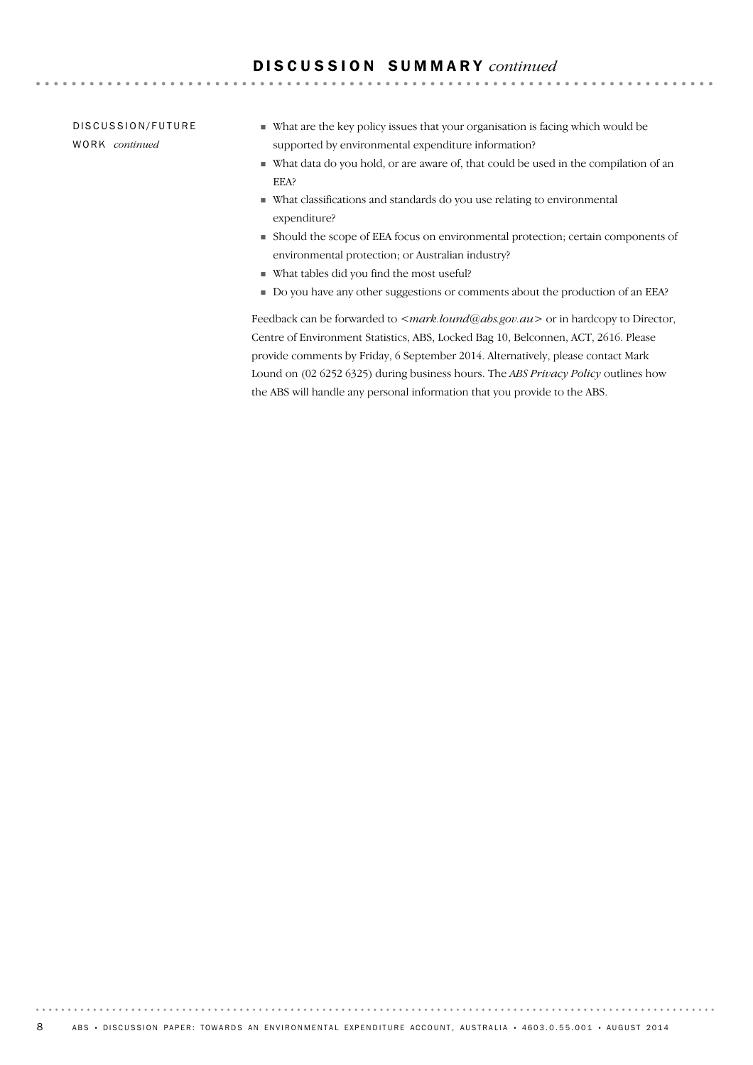## DISCUSSION SUMMARY *continued*

### DISCUSSION/FUTURE WORK *continued*

- What are the key policy issues that your organisation is facing which would be supported by environmental expenditure information?
- What data do you hold, or are aware of, that could be used in the compilation of an EEA?
- What classifications and standards do you use relating to environmental expenditure?
- Should the scope of EEA focus on environmental protection; certain components of environmental protection; or Australian industry?
- What tables did you find the most useful?
- Do you have any other suggestions or comments about the production of an EEA?

Feedback can be forwarded to <*mark.lound@abs.gov.au*> or in hardcopy to Director, Centre of Environment Statistics, ABS, Locked Bag 10, Belconnen, ACT, 2616. Please provide comments by Friday, 6 September 2014. Alternatively, please contact Mark Lound on (02 6252 6325) during business hours. The *ABS Privacy Policy* outlines how the ABS will handle any personal information that you provide to the ABS.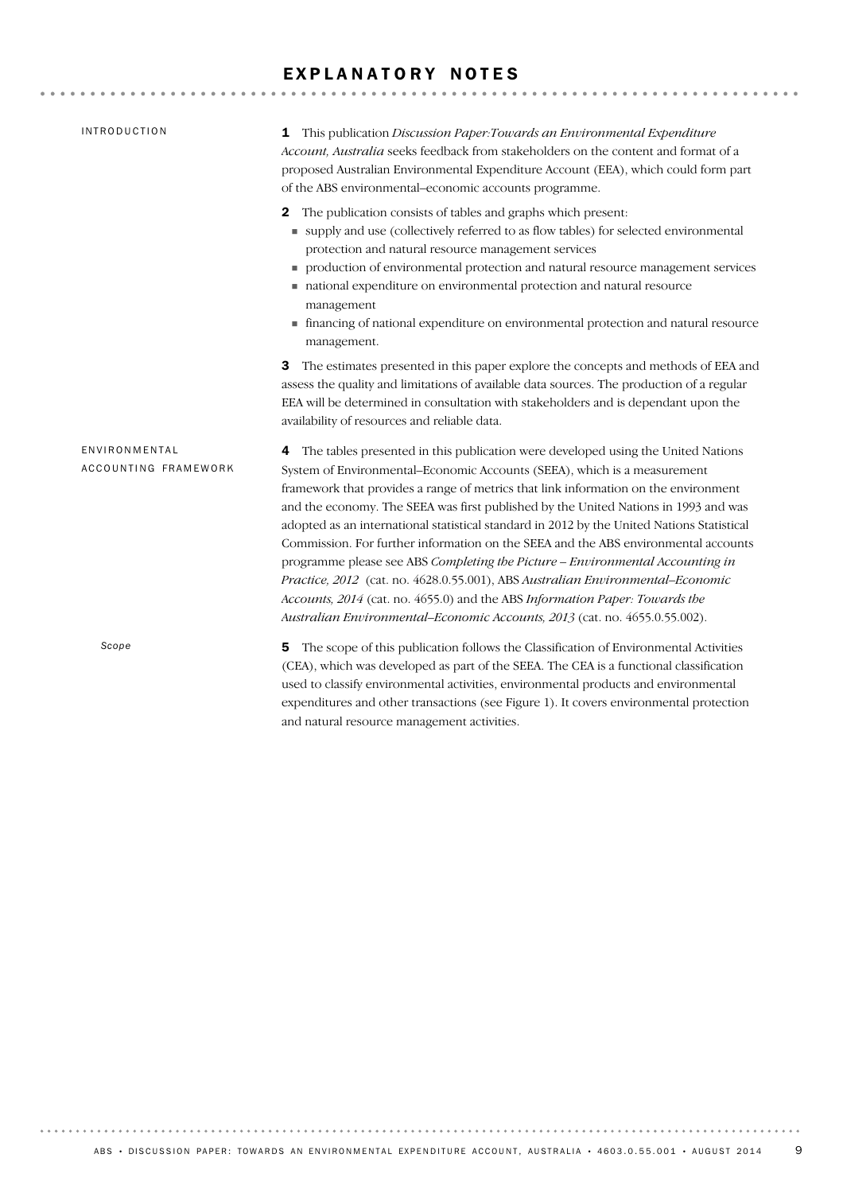# EXPLANATORY NOTES

## INTRODUCTION

**1** This publication *Discussion Paper:Towards an Environmental Expenditure Account, Australia* seeks feedback from stakeholders on the content and format of a proposed Australian Environmental Expenditure Account (EEA), which could form part of the ABS environmental–economic accounts programme.

**2** The publication consists of tables and graphs which present:

- supply and use (collectively referred to as flow tables) for selected environmental protection and natural resource management services
- production of environmental protection and natural resource management services
- national expenditure on environmental protection and natural resource management
- financing of national expenditure on environmental protection and natural resource management.

**3** The estimates presented in this paper explore the concepts and methods of EEA and assess the quality and limitations of available data sources. The production of a regular EEA will be determined in consultation with stakeholders and is dependant upon the availability of resources and reliable data.

## ENVIRONMENTAL ACCOUNTING FRAMEWORK

**4** The tables presented in this publication were developed using the United Nations System of Environmental–Economic Accounts (SEEA), which is a measurement framework that provides a range of metrics that link information on the environment and the economy. The SEEA was first published by the United Nations in 1993 and was adopted as an international statistical standard in 2012 by the United Nations Statistical Commission. For further information on the SEEA and the ABS environmental accounts programme please see ABS *Completing the Picture – Environmental Accounting in Practice, 2012* (cat. no. 4628.0.55.001), ABS *Australian Environmental–Economic Accounts, 2014* (cat. no. 4655.0) and the ABS *Information Paper: Towards the Australian Environmental–Economic Accounts, 2013* (cat. no. 4655.0.55.002).

### *Scope*

**5** The scope of this publication follows the Classification of Environmental Activities (CEA), which was developed as part of the SEEA. The CEA is a functional classification used to classify environmental activities, environmental products and environmental expenditures and other transactions (see Figure 1). It covers environmental protection and natural resource management activities.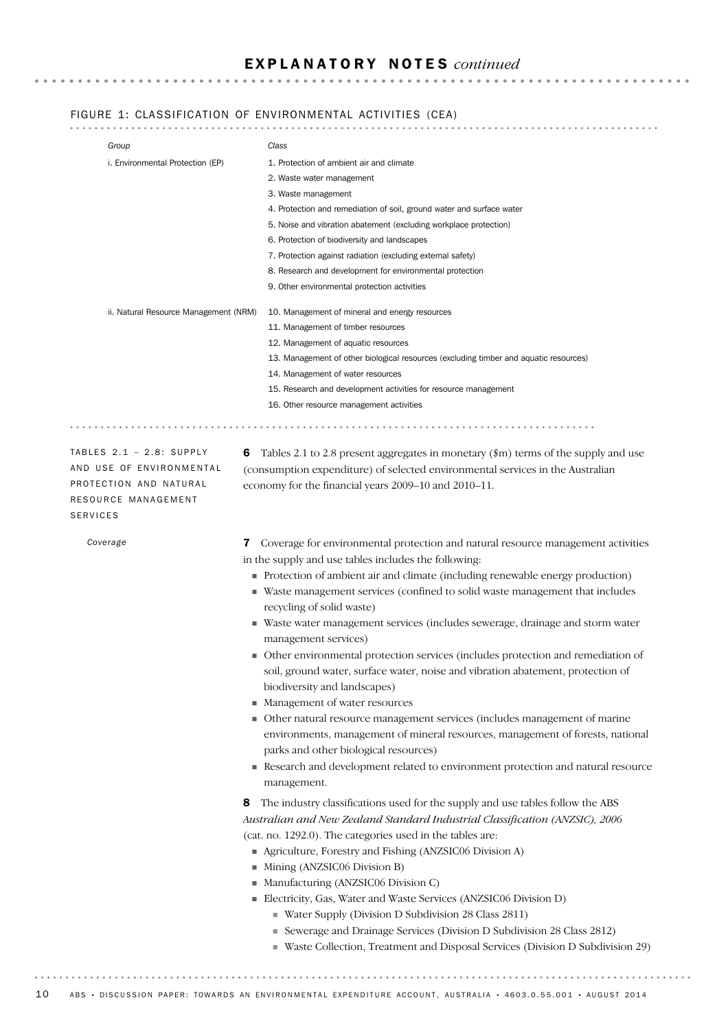## FIGURE 1: CLASSIFICATION OF ENVIRONMENTAL ACTIVITIES (CEA)

| Group | Class |
|---|---|
| i. Environmental Protection (EP) | 1. Protection of ambient air and climate |
| | 2. Waste water management |
| | 3. Waste management |
| | 4. Protection and remediation of soil, ground water and surface water |
| | 5. Noise and vibration abatement (excluding workplace protection) |
| | 6. Protection of biodiversity and landscapes |
| | 7. Protection against radiation (excluding external safety) |
| | 8. Research and development for environmental protection |
| | 9. Other environmental protection activities |
| ii. Natural Resource Management (NRM) | 10. Management of mineral and energy resources |
| | 11. Management of timber resources |
| | 12. Management of aquatic resources |
| | 13. Management of other biological resources (excluding timber and aquatic resources) |
| | 14. Management of water resources |
| | 15. Research and development activities for resource management |
| | 16. Other resource management activities |

### TABLES 2.1 – 2.8: SUPPLY AND USE OF ENVIRONMENTAL PROTECTION AND NATURAL RESOURCE MANAGEMENT SERVICES

**6** Tables 2.1 to 2.8 present aggregates in monetary ($m) terms of the supply and use (consumption expenditure) of selected environmental services in the Australian economy for the financial years 2009–10 and 2010–11.

#### *Coverage*

**7** Coverage for environmental protection and natural resource management activities in the supply and use tables includes the following:

- Protection of ambient air and climate (including renewable energy production)
- Waste management services (confined to solid waste management that includes recycling of solid waste)
- Waste water management services (includes sewerage, drainage and storm water management services)
- Other environmental protection services (includes protection and remediation of soil, ground water, surface water, noise and vibration abatement, protection of biodiversity and landscapes)
- Management of water resources
- Other natural resource management services (includes management of marine environments, management of mineral resources, management of forests, national parks and other biological resources)
- Research and development related to environment protection and natural resource management.

**8** The industry classifications used for the supply and use tables follow the ABS *Australian and New Zealand Standard Industrial Classification (ANZSIC), 2006* (cat. no. 1292.0). The categories used in the tables are:

- Agriculture, Forestry and Fishing (ANZSIC06 Division A)
- Mining (ANZSIC06 Division B)
- Manufacturing (ANZSIC06 Division C)
- Electricity, Gas, Water and Waste Services (ANZSIC06 Division D)
  - Water Supply (Division D Subdivision 28 Class 2811)
  - Sewerage and Drainage Services (Division D Subdivision 28 Class 2812)
  - Waste Collection, Treatment and Disposal Services (Division D Subdivision 29)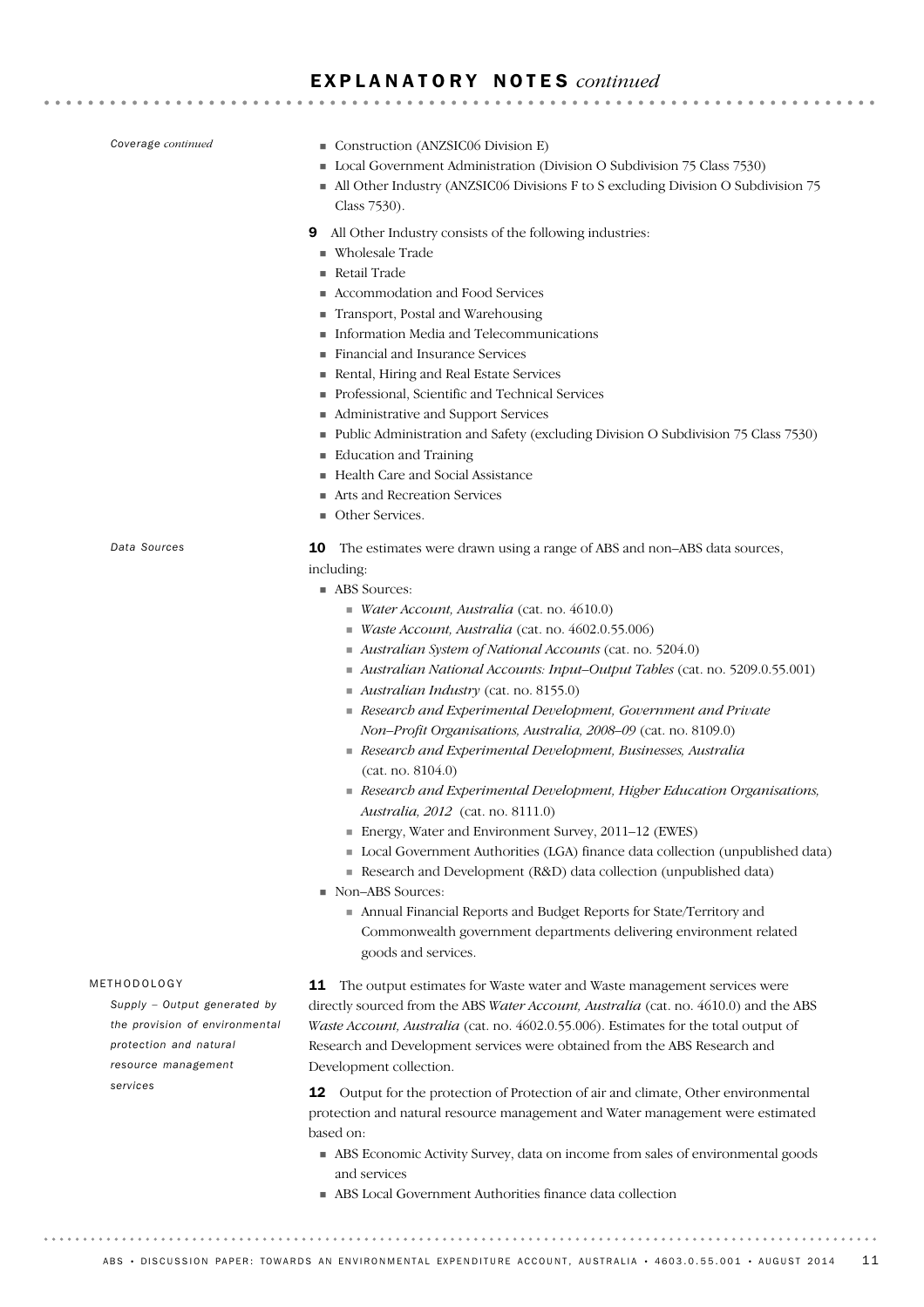## EXPLANATORY NOTES *continued*

*Coverage continued*

- Construction (ANZSIC06 Division E)
- Local Government Administration (Division O Subdivision 75 Class 7530)
- All Other Industry (ANZSIC06 Divisions F to S excluding Division O Subdivision 75 Class 7530).

**9** All Other Industry consists of the following industries:

- Wholesale Trade
- Retail Trade
- Accommodation and Food Services
- Transport, Postal and Warehousing
- Information Media and Telecommunications
- Financial and Insurance Services
- Rental, Hiring and Real Estate Services
- Professional, Scientific and Technical Services
- Administrative and Support Services
- Public Administration and Safety (excluding Division O Subdivision 75 Class 7530)
- Education and Training
- Health Care and Social Assistance
- Arts and Recreation Services
- Other Services.

*Data Sources*

**10** The estimates were drawn using a range of ABS and non–ABS data sources, including:

- ABS Sources:
  - *Water Account, Australia* (cat. no. 4610.0)
  - *Waste Account, Australia* (cat. no. 4602.0.55.006)
  - *Australian System of National Accounts* (cat. no. 5204.0)
  - *Australian National Accounts: Input–Output Tables* (cat. no. 5209.0.55.001)
  - *Australian Industry* (cat. no. 8155.0)
  - *Research and Experimental Development, Government and Private Non–Profit Organisations, Australia, 2008–09* (cat. no. 8109.0)
  - *Research and Experimental Development, Businesses, Australia* (cat. no. 8104.0)
  - *Research and Experimental Development, Higher Education Organisations, Australia, 2012* (cat. no. 8111.0)
  - Energy, Water and Environment Survey, 2011–12 (EWES)
  - Local Government Authorities (LGA) finance data collection (unpublished data)
  - Research and Development (R&D) data collection (unpublished data)
- Non–ABS Sources:
  - Annual Financial Reports and Budget Reports for State/Territory and Commonwealth government departments delivering environment related goods and services.

### METHODOLOGY

*Supply – Output generated by the provision of environmental protection and natural resource management services*

**11** The output estimates for Waste water and Waste management services were directly sourced from the ABS *Water Account, Australia* (cat. no. 4610.0) and the ABS *Waste Account, Australia* (cat. no. 4602.0.55.006). Estimates for the total output of Research and Development services were obtained from the ABS Research and Development collection.

**12** Output for the protection of Protection of air and climate, Other environmental protection and natural resource management and Water management were estimated based on:

- ABS Economic Activity Survey, data on income from sales of environmental goods and services
- ABS Local Government Authorities finance data collection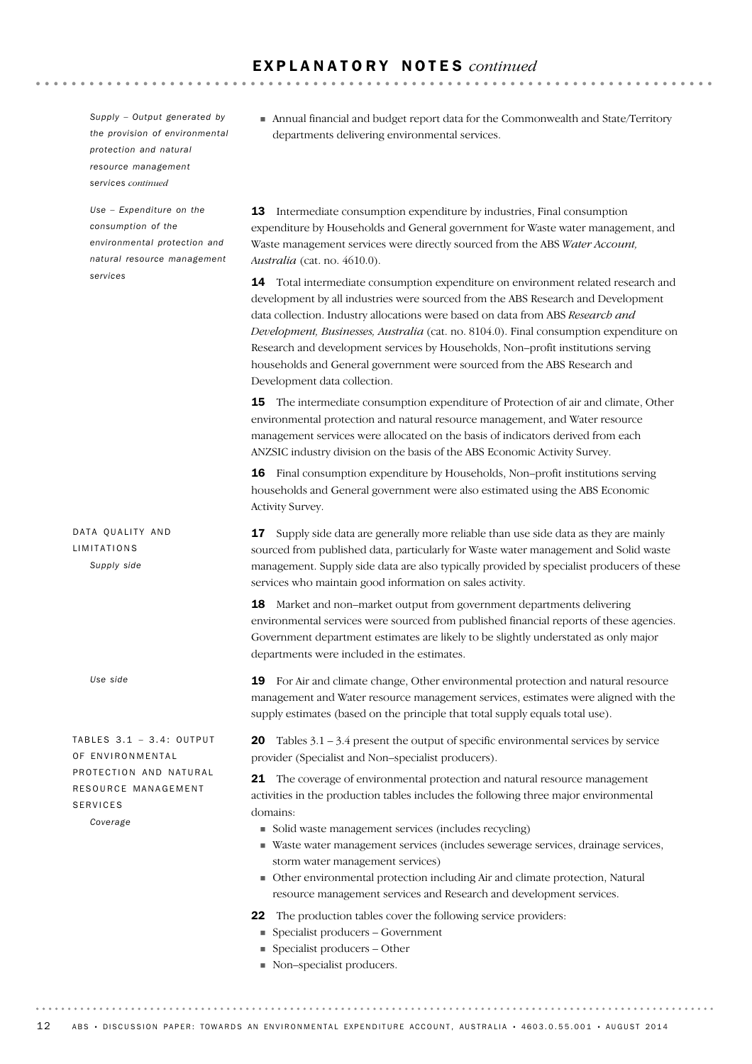*Supply – Output generated by the provision of environmental protection and natural resource management services continued*

- Annual financial and budget report data for the Commonwealth and State/Territory departments delivering environmental services.

*Use – Expenditure on the consumption of the environmental protection and natural resource management services*

**13** Intermediate consumption expenditure by industries, Final consumption expenditure by Households and General government for Waste water management, and Waste management services were directly sourced from the ABS *Water Account, Australia* (cat. no. 4610.0).

**14** Total intermediate consumption expenditure on environment related research and development by all industries were sourced from the ABS Research and Development data collection. Industry allocations were based on data from ABS *Research and Development, Businesses, Australia* (cat. no. 8104.0). Final consumption expenditure on Research and development services by Households, Non–profit institutions serving households and General government were sourced from the ABS Research and Development data collection.

**15** The intermediate consumption expenditure of Protection of air and climate, Other environmental protection and natural resource management, and Water resource management services were allocated on the basis of indicators derived from each ANZSIC industry division on the basis of the ABS Economic Activity Survey.

**16** Final consumption expenditure by Households, Non–profit institutions serving households and General government were also estimated using the ABS Economic Activity Survey.

## DATA QUALITY AND LIMITATIONS

*Supply side*

**17** Supply side data are generally more reliable than use side data as they are mainly sourced from published data, particularly for Waste water management and Solid waste management. Supply side data are also typically provided by specialist producers of these services who maintain good information on sales activity.

**18** Market and non–market output from government departments delivering environmental services were sourced from published financial reports of these agencies. Government department estimates are likely to be slightly understated as only major departments were included in the estimates.

*Use side*

**19** For Air and climate change, Other environmental protection and natural resource management and Water resource management services, estimates were aligned with the supply estimates (based on the principle that total supply equals total use).

## TABLES 3.1 – 3.4: OUTPUT OF ENVIRONMENTAL PROTECTION AND NATURAL RESOURCE MANAGEMENT SERVICES

**20** Tables 3.1 – 3.4 present the output of specific environmental services by service provider (Specialist and Non–specialist producers).

*Coverage*

**21** The coverage of environmental protection and natural resource management activities in the production tables includes the following three major environmental domains:

- Solid waste management services (includes recycling)
- Waste water management services (includes sewerage services, drainage services, storm water management services)
- Other environmental protection including Air and climate protection, Natural resource management services and Research and development services.

**22** The production tables cover the following service providers:

- Specialist producers – Government
- Specialist producers – Other
- Non–specialist producers.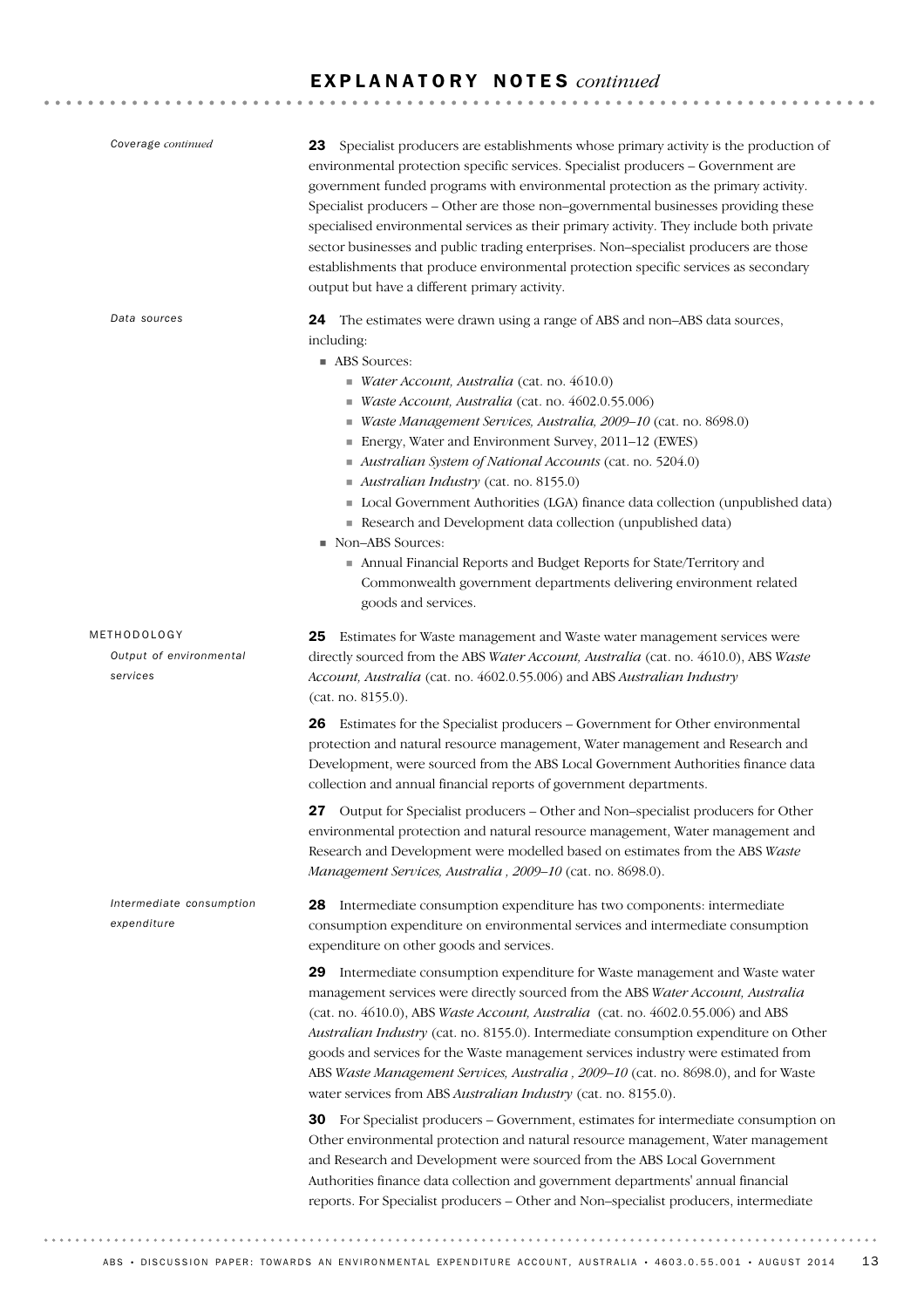## EXPLANATORY NOTES *continued*

*Coverage continued*

**23** Specialist producers are establishments whose primary activity is the production of environmental protection specific services. Specialist producers – Government are government funded programs with environmental protection as the primary activity. Specialist producers – Other are those non–governmental businesses providing these specialised environmental services as their primary activity. They include both private sector businesses and public trading enterprises. Non–specialist producers are those establishments that produce environmental protection specific services as secondary output but have a different primary activity.

*Data sources*

**24** The estimates were drawn using a range of ABS and non–ABS data sources, including:

- ABS Sources:
  - *Water Account, Australia* (cat. no. 4610.0)
  - *Waste Account, Australia* (cat. no. 4602.0.55.006)
  - *Waste Management Services, Australia, 2009–10* (cat. no. 8698.0)
  - Energy, Water and Environment Survey, 2011–12 (EWES)
  - *Australian System of National Accounts* (cat. no. 5204.0)
  - *Australian Industry* (cat. no. 8155.0)
  - Local Government Authorities (LGA) finance data collection (unpublished data)
  - Research and Development data collection (unpublished data)
- Non–ABS Sources:
  - Annual Financial Reports and Budget Reports for State/Territory and Commonwealth government departments delivering environment related goods and services.

### METHODOLOGY

*Output of environmental services*

**25** Estimates for Waste management and Waste water management services were directly sourced from the ABS *Water Account, Australia* (cat. no. 4610.0), ABS *Waste Account, Australia* (cat. no. 4602.0.55.006) and ABS *Australian Industry* (cat. no. 8155.0).

**26** Estimates for the Specialist producers – Government for Other environmental protection and natural resource management, Water management and Research and Development, were sourced from the ABS Local Government Authorities finance data collection and annual financial reports of government departments.

**27** Output for Specialist producers – Other and Non–specialist producers for Other environmental protection and natural resource management, Water management and Research and Development were modelled based on estimates from the ABS *Waste Management Services, Australia , 2009–10* (cat. no. 8698.0).

*Intermediate consumption expenditure*

**28** Intermediate consumption expenditure has two components: intermediate consumption expenditure on environmental services and intermediate consumption expenditure on other goods and services.

**29** Intermediate consumption expenditure for Waste management and Waste water management services were directly sourced from the ABS *Water Account, Australia* (cat. no. 4610.0), ABS *Waste Account, Australia* (cat. no. 4602.0.55.006) and ABS *Australian Industry* (cat. no. 8155.0). Intermediate consumption expenditure on Other goods and services for the Waste management services industry were estimated from ABS *Waste Management Services, Australia , 2009–10* (cat. no. 8698.0), and for Waste water services from ABS *Australian Industry* (cat. no. 8155.0).

**30** For Specialist producers – Government, estimates for intermediate consumption on Other environmental protection and natural resource management, Water management and Research and Development were sourced from the ABS Local Government Authorities finance data collection and government departments' annual financial reports. For Specialist producers – Other and Non–specialist producers, intermediate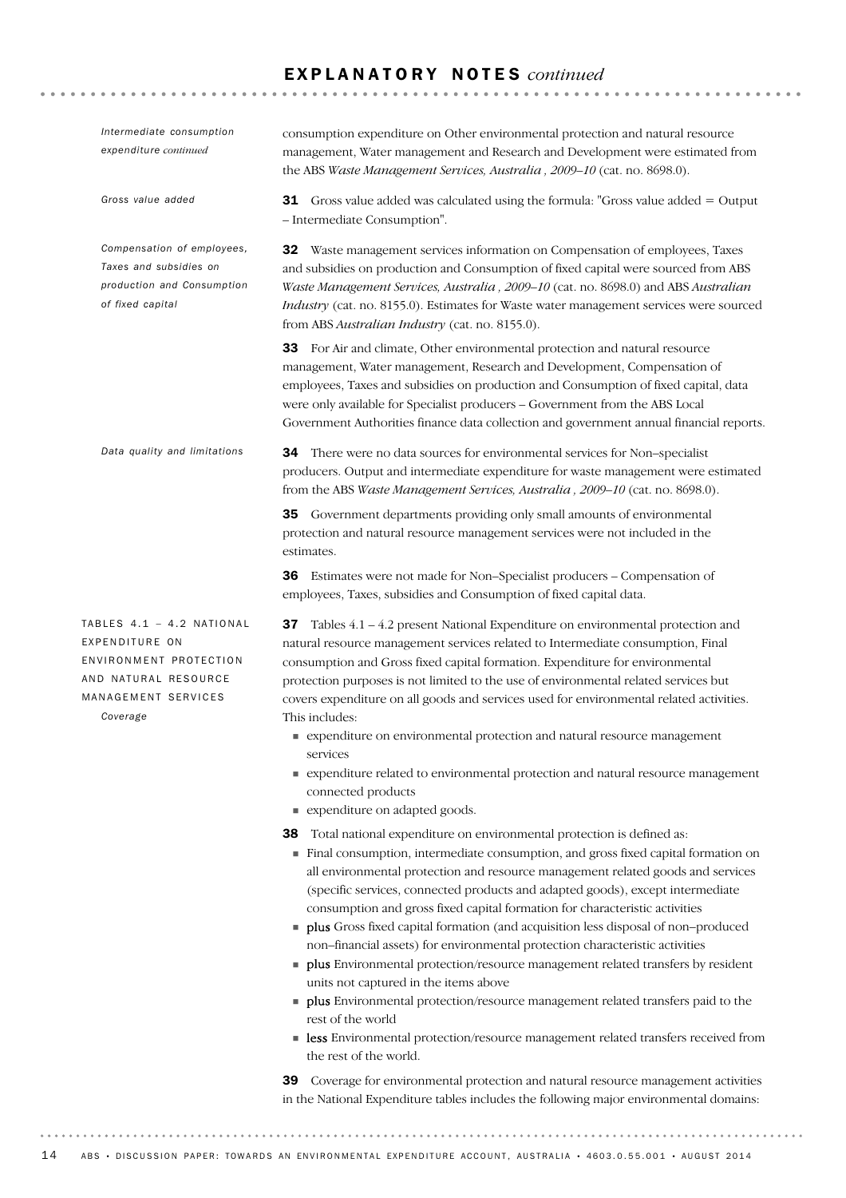*Intermediate consumption expenditure continued*

consumption expenditure on Other environmental protection and natural resource management, Water management and Research and Development were estimated from the ABS *Waste Management Services, Australia , 2009–10* (cat. no. 8698.0).

*Gross value added*

**31** Gross value added was calculated using the formula: "Gross value added = Output – Intermediate Consumption".

*Compensation of employees, Taxes and subsidies on production and Consumption of fixed capital*

**32** Waste management services information on Compensation of employees, Taxes and subsidies on production and Consumption of fixed capital were sourced from ABS *Waste Management Services, Australia , 2009–10* (cat. no. 8698.0) and ABS *Australian Industry* (cat. no. 8155.0). Estimates for Waste water management services were sourced from ABS *Australian Industry* (cat. no. 8155.0).

**33** For Air and climate, Other environmental protection and natural resource management, Water management, Research and Development, Compensation of employees, Taxes and subsidies on production and Consumption of fixed capital, data were only available for Specialist producers – Government from the ABS Local Government Authorities finance data collection and government annual financial reports.

*Data quality and limitations*

**34** There were no data sources for environmental services for Non–specialist producers. Output and intermediate expenditure for waste management were estimated from the ABS *Waste Management Services, Australia , 2009–10* (cat. no. 8698.0).

**35** Government departments providing only small amounts of environmental protection and natural resource management services were not included in the estimates.

**36** Estimates were not made for Non–Specialist producers – Compensation of employees, Taxes, subsidies and Consumption of fixed capital data.

## TABLES 4.1 – 4.2 NATIONAL EXPENDITURE ON ENVIRONMENT PROTECTION AND NATURAL RESOURCE MANAGEMENT SERVICES

*Coverage*

**37** Tables 4.1 – 4.2 present National Expenditure on environmental protection and natural resource management services related to Intermediate consumption, Final consumption and Gross fixed capital formation. Expenditure for environmental protection purposes is not limited to the use of environmental related services but covers expenditure on all goods and services used for environmental related activities. This includes:

- expenditure on environmental protection and natural resource management services
- expenditure related to environmental protection and natural resource management connected products
- expenditure on adapted goods.

**38** Total national expenditure on environmental protection is defined as:

- Final consumption, intermediate consumption, and gross fixed capital formation on all environmental protection and resource management related goods and services (specific services, connected products and adapted goods), except intermediate consumption and gross fixed capital formation for characteristic activities
- **plus** Gross fixed capital formation (and acquisition less disposal of non–produced non–financial assets) for environmental protection characteristic activities
- **plus** Environmental protection/resource management related transfers by resident units not captured in the items above
- **plus** Environmental protection/resource management related transfers paid to the rest of the world
- **less** Environmental protection/resource management related transfers received from the rest of the world.

**39** Coverage for environmental protection and natural resource management activities in the National Expenditure tables includes the following major environmental domains: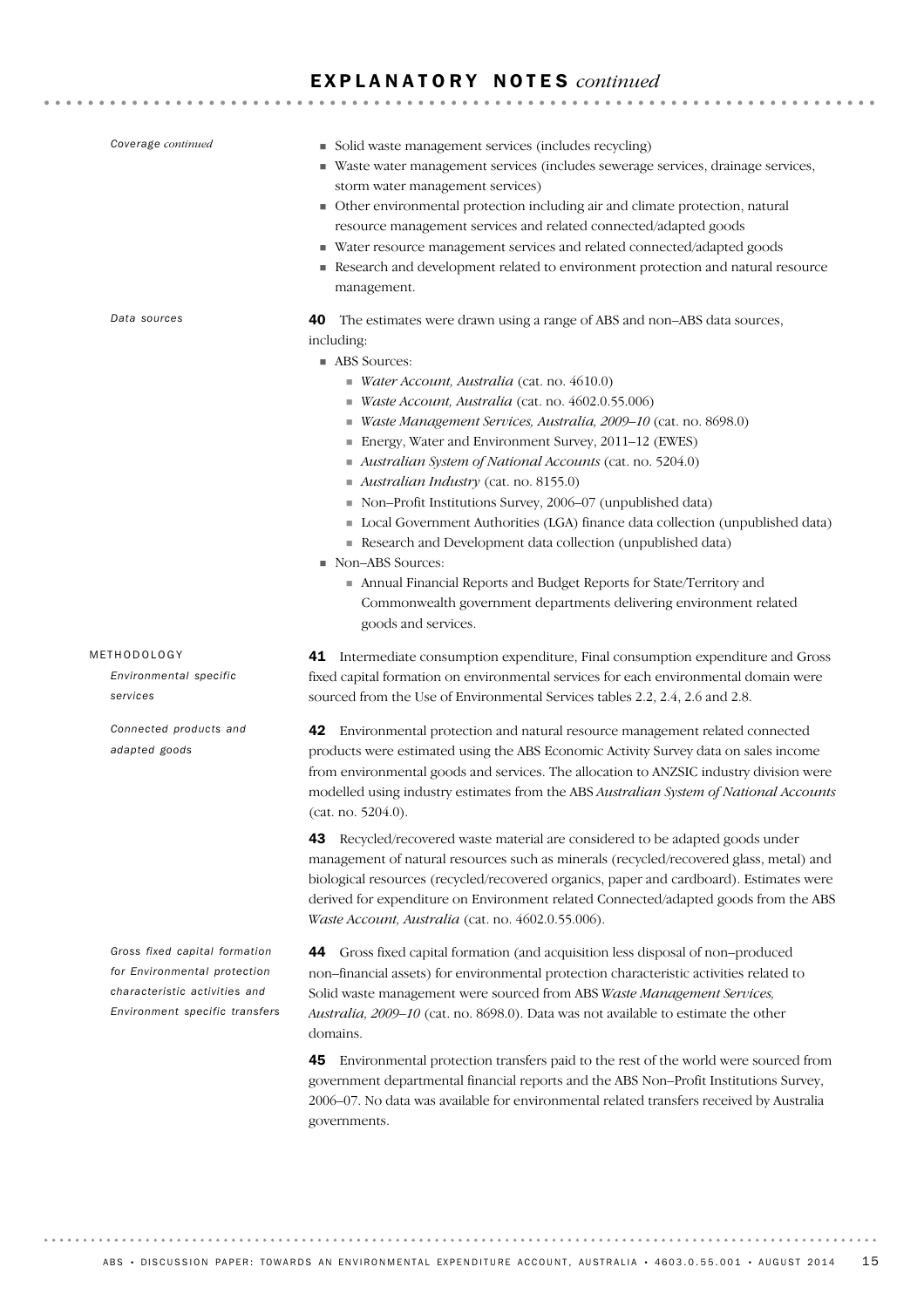*Coverage continued*

- Solid waste management services (includes recycling)
- Waste water management services (includes sewerage services, drainage services, storm water management services)
- Other environmental protection including air and climate protection, natural resource management services and related connected/adapted goods
- Water resource management services and related connected/adapted goods
- Research and development related to environment protection and natural resource management.

*Data sources*

**40** The estimates were drawn using a range of ABS and non–ABS data sources, including:

- ABS Sources:
  - *Water Account, Australia* (cat. no. 4610.0)
  - *Waste Account, Australia* (cat. no. 4602.0.55.006)
  - *Waste Management Services, Australia, 2009–10* (cat. no. 8698.0)
  - Energy, Water and Environment Survey, 2011–12 (EWES)
  - *Australian System of National Accounts* (cat. no. 5204.0)
  - *Australian Industry* (cat. no. 8155.0)
  - Non–Profit Institutions Survey, 2006–07 (unpublished data)
  - Local Government Authorities (LGA) finance data collection (unpublished data)
  - Research and Development data collection (unpublished data)
- Non–ABS Sources:
  - Annual Financial Reports and Budget Reports for State/Territory and Commonwealth government departments delivering environment related goods and services.

## METHODOLOGY

*Environmental specific services*

**41** Intermediate consumption expenditure, Final consumption expenditure and Gross fixed capital formation on environmental services for each environmental domain were sourced from the Use of Environmental Services tables 2.2, 2.4, 2.6 and 2.8.

*Connected products and adapted goods*

**42** Environmental protection and natural resource management related connected products were estimated using the ABS Economic Activity Survey data on sales income from environmental goods and services. The allocation to ANZSIC industry division were modelled using industry estimates from the ABS *Australian System of National Accounts* (cat. no. 5204.0).

**43** Recycled/recovered waste material are considered to be adapted goods under management of natural resources such as minerals (recycled/recovered glass, metal) and biological resources (recycled/recovered organics, paper and cardboard). Estimates were derived for expenditure on Environment related Connected/adapted goods from the ABS *Waste Account, Australia* (cat. no. 4602.0.55.006).

*Gross fixed capital formation for Environmental protection characteristic activities and Environment specific transfers*

**44** Gross fixed capital formation (and acquisition less disposal of non–produced non–financial assets) for environmental protection characteristic activities related to Solid waste management were sourced from ABS *Waste Management Services, Australia, 2009–10* (cat. no. 8698.0). Data was not available to estimate the other domains.

**45** Environmental protection transfers paid to the rest of the world were sourced from government departmental financial reports and the ABS Non–Profit Institutions Survey, 2006–07. No data was available for environmental related transfers received by Australia governments.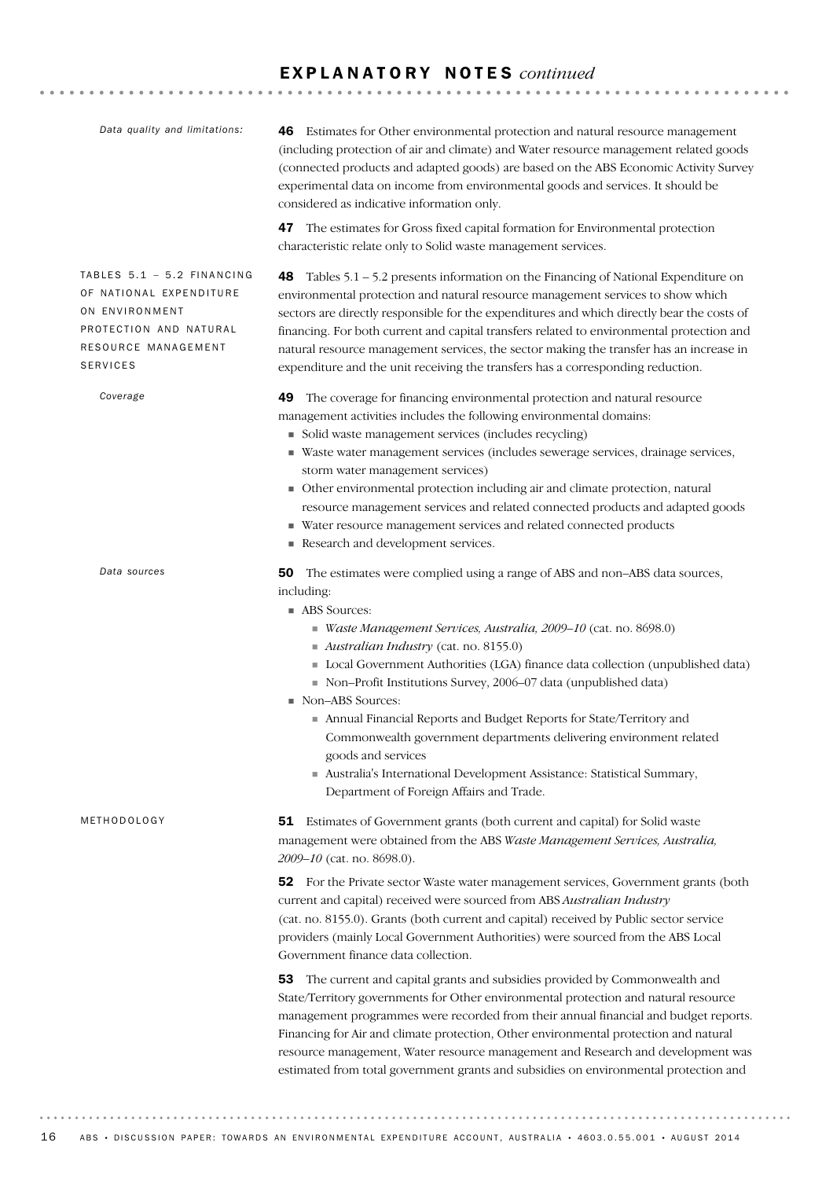## EXPLANATORY NOTES *continued*

*Data quality and limitations:*

**46** Estimates for Other environmental protection and natural resource management (including protection of air and climate) and Water resource management related goods (connected products and adapted goods) are based on the ABS Economic Activity Survey experimental data on income from environmental goods and services. It should be considered as indicative information only.

**47** The estimates for Gross fixed capital formation for Environmental protection characteristic relate only to Solid waste management services.

### TABLES 5.1 – 5.2 FINANCING OF NATIONAL EXPENDITURE ON ENVIRONMENT PROTECTION AND NATURAL RESOURCE MANAGEMENT SERVICES

**48** Tables 5.1 – 5.2 presents information on the Financing of National Expenditure on environmental protection and natural resource management services to show which sectors are directly responsible for the expenditures and which directly bear the costs of financing. For both current and capital transfers related to environmental protection and natural resource management services, the sector making the transfer has an increase in expenditure and the unit receiving the transfers has a corresponding reduction.

*Coverage*

**49** The coverage for financing environmental protection and natural resource management activities includes the following environmental domains:

- Solid waste management services (includes recycling)
- Waste water management services (includes sewerage services, drainage services, storm water management services)
- Other environmental protection including air and climate protection, natural resource management services and related connected products and adapted goods
- Water resource management services and related connected products
- Research and development services.

*Data sources*

**50** The estimates were complied using a range of ABS and non–ABS data sources, including:

- ABS Sources:
  - *Waste Management Services, Australia, 2009–10* (cat. no. 8698.0)
  - *Australian Industry* (cat. no. 8155.0)
  - Local Government Authorities (LGA) finance data collection (unpublished data)
  - Non–Profit Institutions Survey, 2006–07 data (unpublished data)
- Non–ABS Sources:
  - Annual Financial Reports and Budget Reports for State/Territory and Commonwealth government departments delivering environment related goods and services
  - Australia's International Development Assistance: Statistical Summary, Department of Foreign Affairs and Trade.

### METHODOLOGY

**51** Estimates of Government grants (both current and capital) for Solid waste management were obtained from the ABS *Waste Management Services, Australia, 2009–10* (cat. no. 8698.0).

**52** For the Private sector Waste water management services, Government grants (both current and capital) received were sourced from ABS *Australian Industry* (cat. no. 8155.0). Grants (both current and capital) received by Public sector service providers (mainly Local Government Authorities) were sourced from the ABS Local Government finance data collection.

**53** The current and capital grants and subsidies provided by Commonwealth and State/Territory governments for Other environmental protection and natural resource management programmes were recorded from their annual financial and budget reports. Financing for Air and climate protection, Other environmental protection and natural resource management, Water resource management and Research and development was estimated from total government grants and subsidies on environmental protection and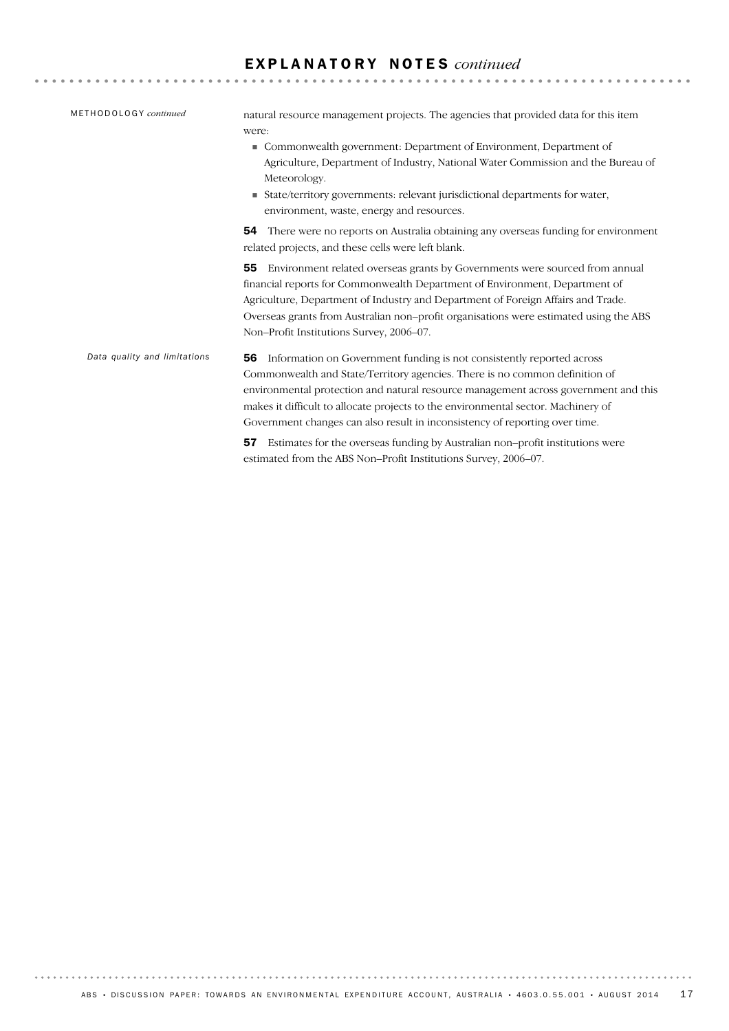# EXPLANATORY NOTES *continued*

METHODOLOGY *continued*

natural resource management projects. The agencies that provided data for this item were:

- Commonwealth government: Department of Environment, Department of Agriculture, Department of Industry, National Water Commission and the Bureau of Meteorology.
- State/territory governments: relevant jurisdictional departments for water, environment, waste, energy and resources.

**54** There were no reports on Australia obtaining any overseas funding for environment related projects, and these cells were left blank.

**55** Environment related overseas grants by Governments were sourced from annual financial reports for Commonwealth Department of Environment, Department of Agriculture, Department of Industry and Department of Foreign Affairs and Trade. Overseas grants from Australian non–profit organisations were estimated using the ABS Non–Profit Institutions Survey, 2006–07.

*Data quality and limitations*

**56** Information on Government funding is not consistently reported across Commonwealth and State/Territory agencies. There is no common definition of environmental protection and natural resource management across government and this makes it difficult to allocate projects to the environmental sector. Machinery of Government changes can also result in inconsistency of reporting over time.

**57** Estimates for the overseas funding by Australian non–profit institutions were estimated from the ABS Non–Profit Institutions Survey, 2006–07.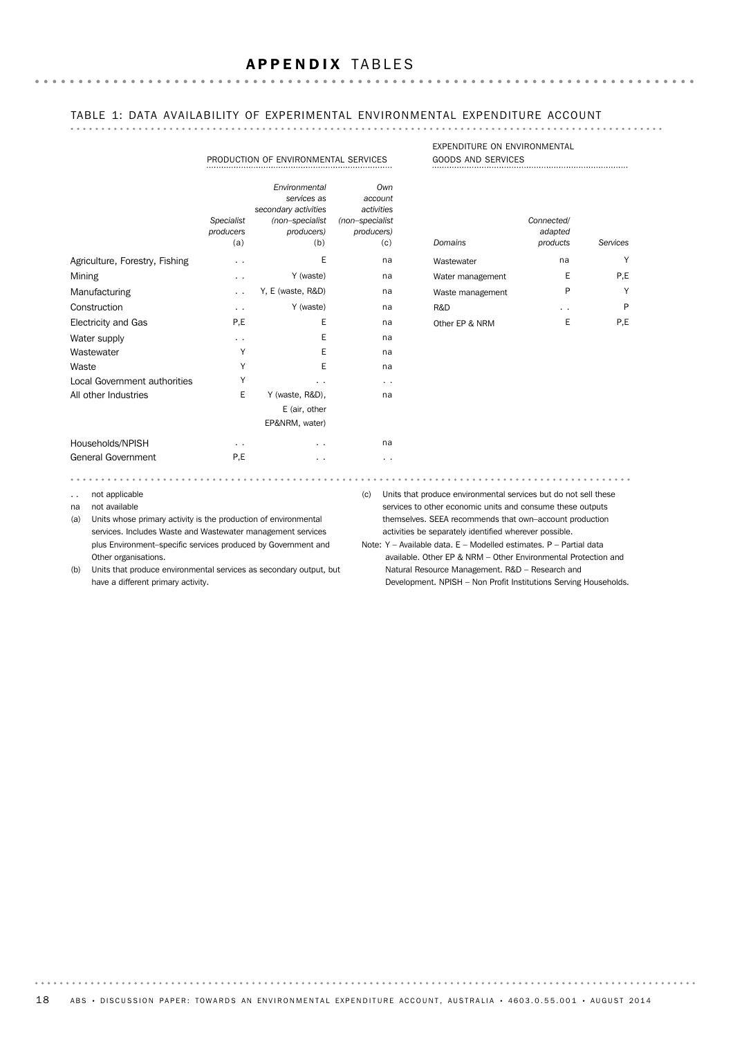# APPENDIX TABLES

## TABLE 1: DATA AVAILABILITY OF EXPERIMENTAL ENVIRONMENTAL EXPENDITURE ACCOUNT

| | PRODUCTION OF ENVIRONMENTAL SERVICES | | |
|---|---|---|---|
| | *Specialist producers* (a) | *Environmental services as secondary activities (non–specialist producers)* (b) | *Own account activities (non–specialist producers)* (c) |
| Agriculture, Forestry, Fishing | . . | E | na |
| Mining | . . | Y (waste) | na |
| Manufacturing | . . | Y, E (waste, R&D) | na |
| Construction | . . | Y (waste) | na |
| Electricity and Gas | P,E | E | na |
| Water supply | . . | E | na |
| Wastewater | Y | E | na |
| Waste | Y | E | na |
| Local Government authorities | Y | . . | . . |
| All other Industries | E | Y (waste, R&D), E (air, other EP&NRM, water) | na |
| Households/NPISH | . . | . . | na |
| General Government | P,E | . . | . . |

| EXPENDITURE ON ENVIRONMENTAL GOODS AND SERVICES | | |
|---|---|---|
| *Domains* | *Connected/ adapted products* | *Services* |
| Wastewater | na | Y |
| Water management | E | P,E |
| Waste management | P | Y |
| R&D | . . | P |
| Other EP & NRM | E | P,E |

. . not applicable

na not available

(a) Units whose primary activity is the production of environmental services. Includes Waste and Wastewater management services plus Environment–specific services produced by Government and Other organisations.

(b) Units that produce environmental services as secondary output, but have a different primary activity.

(c) Units that produce environmental services but do not sell these services to other economic units and consume these outputs themselves. SEEA recommends that own–account production activities be separately identified wherever possible.

Note: Y – Available data. E – Modelled estimates. P – Partial data available. Other EP & NRM – Other Environmental Protection and Natural Resource Management. R&D – Research and Development. NPISH – Non Profit Institutions Serving Households.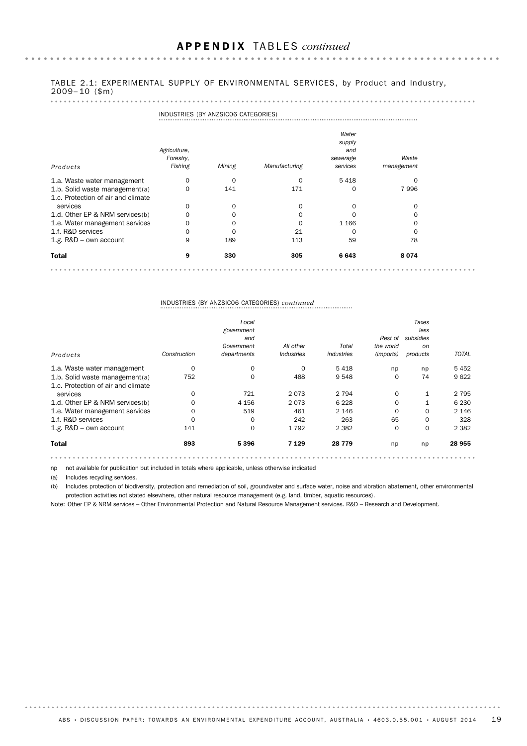## APPENDIX TABLES *continued*

TABLE 2.1: EXPERIMENTAL SUPPLY OF ENVIRONMENTAL SERVICES, by Product and Industry, 2009–10 ($m)

| | INDUSTRIES (BY ANZSIC06 CATEGORIES) | | | | |
|---|---|---|---|---|---|
| Products | Agriculture, Forestry, Fishing | Mining | Manufacturing | Water supply and sewerage services | Waste management |
| 1.a. Waste water management | 0 | 0 | 0 | 5 418 | 0 |
| 1.b. Solid waste management(a) | 0 | 141 | 171 | 0 | 7 996 |
| 1.c. Protection of air and climate services | 0 | 0 | 0 | 0 | 0 |
| 1.d. Other EP & NRM services(b) | 0 | 0 | 0 | 0 | 0 |
| 1.e. Water management services | 0 | 0 | 0 | 1 166 | 0 |
| 1.f. R&D services | 0 | 0 | 21 | 0 | 0 |
| 1.g. R&D – own account | 9 | 189 | 113 | 59 | 78 |
| **Total** | **9** | **330** | **305** | **6 643** | **8 074** |

| | INDUSTRIES (BY ANZSIC06 CATEGORIES) *continued* | | | | | | |
|---|---|---|---|---|---|---|---|
| Products | Construction | Local government and Government departments | All other Industries | Total industries | Rest of the world (imports) | Taxes less subsidies on products | TOTAL |
| 1.a. Waste water management | 0 | 0 | 0 | 5 418 | np | np | 5 452 |
| 1.b. Solid waste management(a) | 752 | 0 | 488 | 9 548 | 0 | 74 | 9 622 |
| 1.c. Protection of air and climate services | 0 | 721 | 2 073 | 2 794 | 0 | 1 | 2 795 |
| 1.d. Other EP & NRM services(b) | 0 | 4 156 | 2 073 | 6 228 | 0 | 1 | 6 230 |
| 1.e. Water management services | 0 | 519 | 461 | 2 146 | 0 | 0 | 2 146 |
| 1.f. R&D services | 0 | 0 | 242 | 263 | 65 | 0 | 328 |
| 1.g. R&D – own account | 141 | 0 | 1 792 | 2 382 | 0 | 0 | 2 382 |
| **Total** | **893** | **5 396** | **7 129** | **28 779** | np | np | **28 955** |

np not available for publication but included in totals where applicable, unless otherwise indicated

(a) Includes recycling services.

(b) Includes protection of biodiversity, protection and remediation of soil, groundwater and surface water, noise and vibration abatement, other environmental protection activities not stated elsewhere, other natural resource management (e.g. land, timber, aquatic resources).

Note: Other EP & NRM services – Other Environmental Protection and Natural Resource Management services. R&D – Research and Development.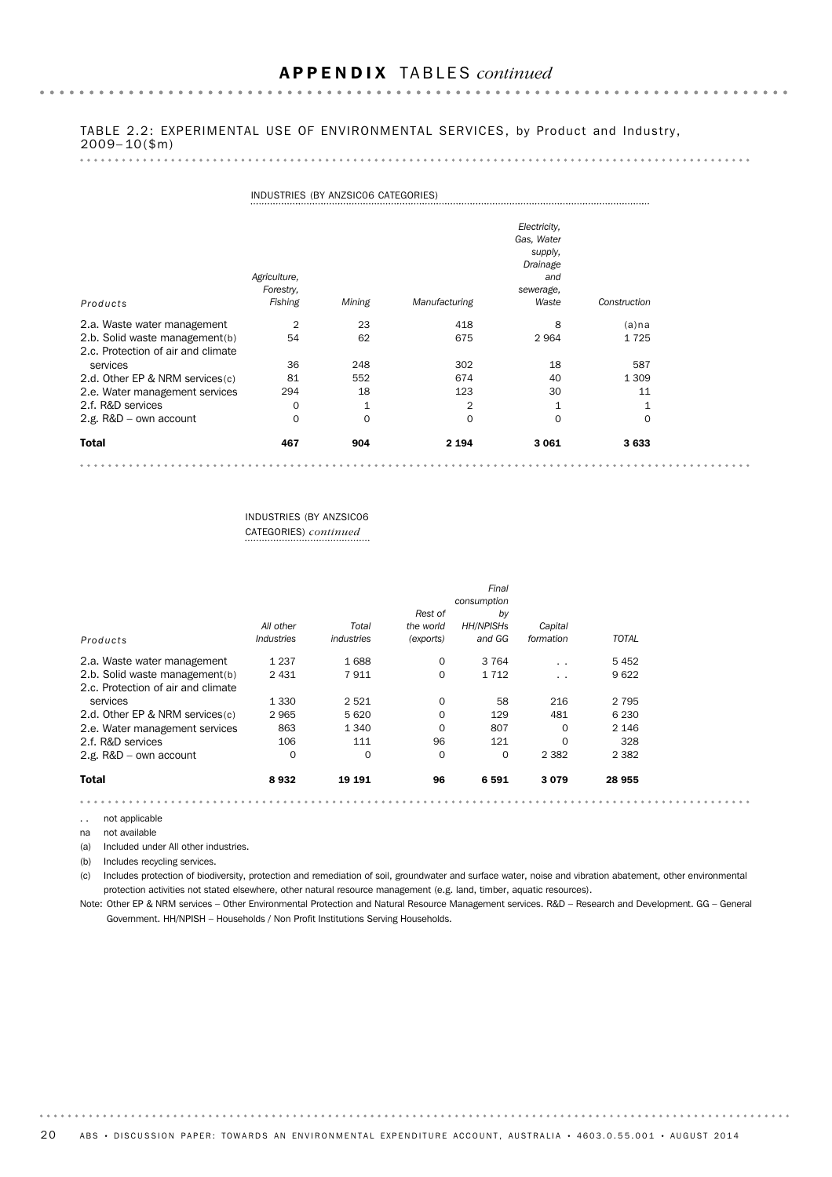## APPENDIX TABLES *continued*

TABLE 2.2: EXPERIMENTAL USE OF ENVIRONMENTAL SERVICES, by Product and Industry, 2009–10($m)

| | INDUSTRIES (BY ANZSIC06 CATEGORIES) | | | | |
|---|---|---|---|---|---|
| *Products* | *Agriculture, Forestry, Fishing* | *Mining* | *Manufacturing* | *Electricity, Gas, Water supply, Drainage and sewerage, Waste* | *Construction* |
| 2.a. Waste water management | 2 | 23 | 418 | 8 | (a)na |
| 2.b. Solid waste management(b) | 54 | 62 | 675 | 2 964 | 1 725 |
| 2.c. Protection of air and climate services | 36 | 248 | 302 | 18 | 587 |
| 2.d. Other EP & NRM services(c) | 81 | 552 | 674 | 40 | 1 309 |
| 2.e. Water management services | 294 | 18 | 123 | 30 | 11 |
| 2.f. R&D services | 0 | 1 | 2 | 1 | 1 |
| 2.g. R&D – own account | 0 | 0 | 0 | 0 | 0 |
| **Total** | **467** | **904** | **2 194** | **3 061** | **3 633** |

| | INDUSTRIES (BY ANZSIC06 CATEGORIES) *continued* | | | | | |
|---|---|---|---|---|---|---|
| *Products* | *All other Industries* | *Total industries* | *Rest of the world (exports)* | *Final consumption by HH/NPISHs and GG* | *Capital formation* | *TOTAL* |
| 2.a. Waste water management | 1 237 | 1 688 | 0 | 3 764 | . . | 5 452 |
| 2.b. Solid waste management(b) | 2 431 | 7 911 | 0 | 1 712 | . . | 9 622 |
| 2.c. Protection of air and climate services | 1 330 | 2 521 | 0 | 58 | 216 | 2 795 |
| 2.d. Other EP & NRM services(c) | 2 965 | 5 620 | 0 | 129 | 481 | 6 230 |
| 2.e. Water management services | 863 | 1 340 | 0 | 807 | 0 | 2 146 |
| 2.f. R&D services | 106 | 111 | 96 | 121 | 0 | 328 |
| 2.g. R&D – own account | 0 | 0 | 0 | 0 | 2 382 | 2 382 |
| **Total** | **8 932** | **19 191** | **96** | **6 591** | **3 079** | **28 955** |

. . not applicable

na not available

(a) Included under All other industries.

(b) Includes recycling services.

(c) Includes protection of biodiversity, protection and remediation of soil, groundwater and surface water, noise and vibration abatement, other environmental protection activities not stated elsewhere, other natural resource management (e.g. land, timber, aquatic resources).

Note: Other EP & NRM services – Other Environmental Protection and Natural Resource Management services. R&D – Research and Development. GG – General Government. HH/NPISH – Households / Non Profit Institutions Serving Households.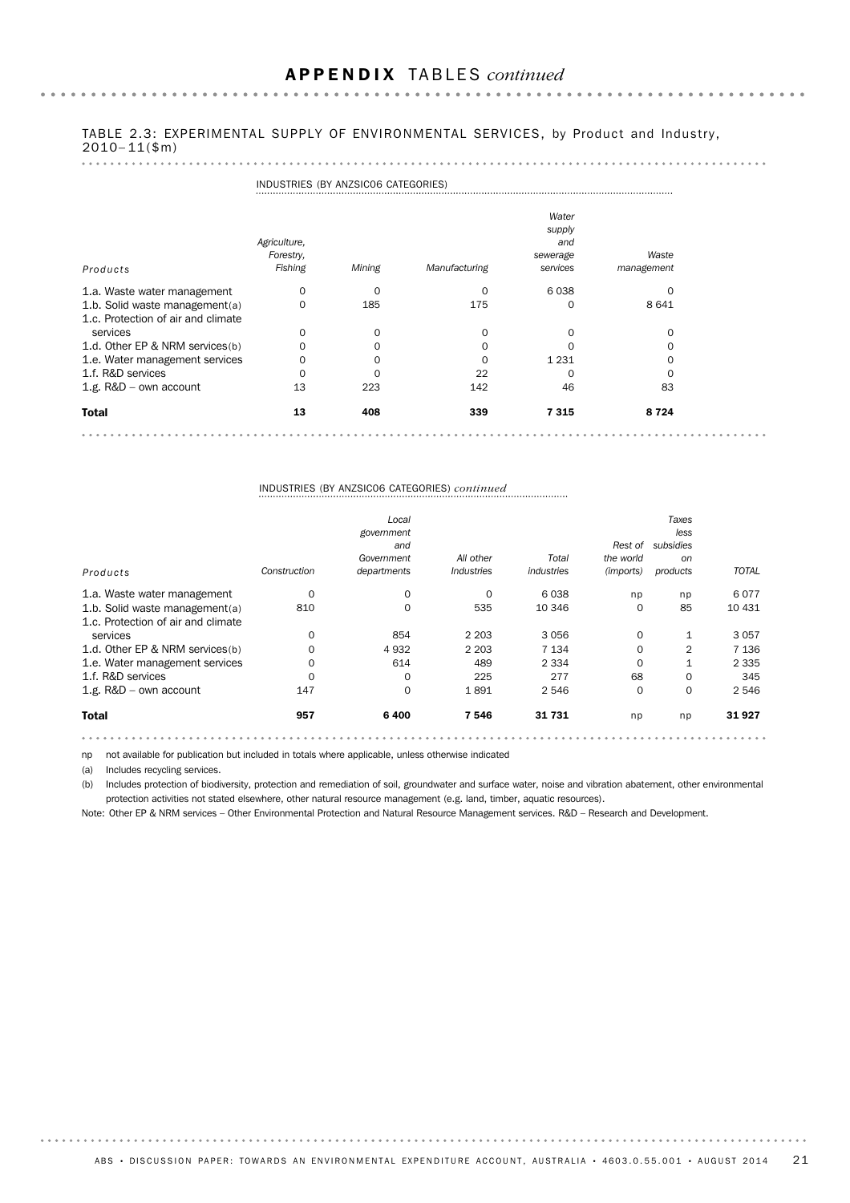## APPENDIX TABLES *continued*

TABLE 2.3: EXPERIMENTAL SUPPLY OF ENVIRONMENTAL SERVICES, by Product and Industry, 2010–11($m)

| | INDUSTRIES (BY ANZSIC06 CATEGORIES) | | | | |
|---|---|---|---|---|---|
| Products | *Agriculture, Forestry, Fishing* | *Mining* | *Manufacturing* | *Water supply and sewerage services* | *Waste management* |
| 1.a. Waste water management | 0 | 0 | 0 | 6 038 | 0 |
| 1.b. Solid waste management(a) | 0 | 185 | 175 | 0 | 8 641 |
| 1.c. Protection of air and climate services | 0 | 0 | 0 | 0 | 0 |
| 1.d. Other EP & NRM services(b) | 0 | 0 | 0 | 0 | 0 |
| 1.e. Water management services | 0 | 0 | 0 | 1 231 | 0 |
| 1.f. R&D services | 0 | 0 | 22 | 0 | 0 |
| 1.g. R&D – own account | 13 | 223 | 142 | 46 | 83 |
| **Total** | **13** | **408** | **339** | **7 315** | **8 724** |

| | INDUSTRIES (BY ANZSIC06 CATEGORIES) *continued* | | | | | | |
|---|---|---|---|---|---|---|---|
| Products | *Construction* | *Local government and Government departments* | *All other Industries* | *Total industries* | *Rest of the world (imports)* | *Taxes less subsidies on products* | *TOTAL* |
| 1.a. Waste water management | 0 | 0 | 0 | 6 038 | np | np | 6 077 |
| 1.b. Solid waste management(a) | 810 | 0 | 535 | 10 346 | 0 | 85 | 10 431 |
| 1.c. Protection of air and climate services | 0 | 854 | 2 203 | 3 056 | 0 | 1 | 3 057 |
| 1.d. Other EP & NRM services(b) | 0 | 4 932 | 2 203 | 7 134 | 0 | 2 | 7 136 |
| 1.e. Water management services | 0 | 614 | 489 | 2 334 | 0 | 1 | 2 335 |
| 1.f. R&D services | 0 | 0 | 225 | 277 | 68 | 0 | 345 |
| 1.g. R&D – own account | 147 | 0 | 1 891 | 2 546 | 0 | 0 | 2 546 |
| **Total** | **957** | **6 400** | **7 546** | **31 731** | np | np | **31 927** |

np not available for publication but included in totals where applicable, unless otherwise indicated

(a) Includes recycling services.

(b) Includes protection of biodiversity, protection and remediation of soil, groundwater and surface water, noise and vibration abatement, other environmental protection activities not stated elsewhere, other natural resource management (e.g. land, timber, aquatic resources).

Note: Other EP & NRM services – Other Environmental Protection and Natural Resource Management services. R&D – Research and Development.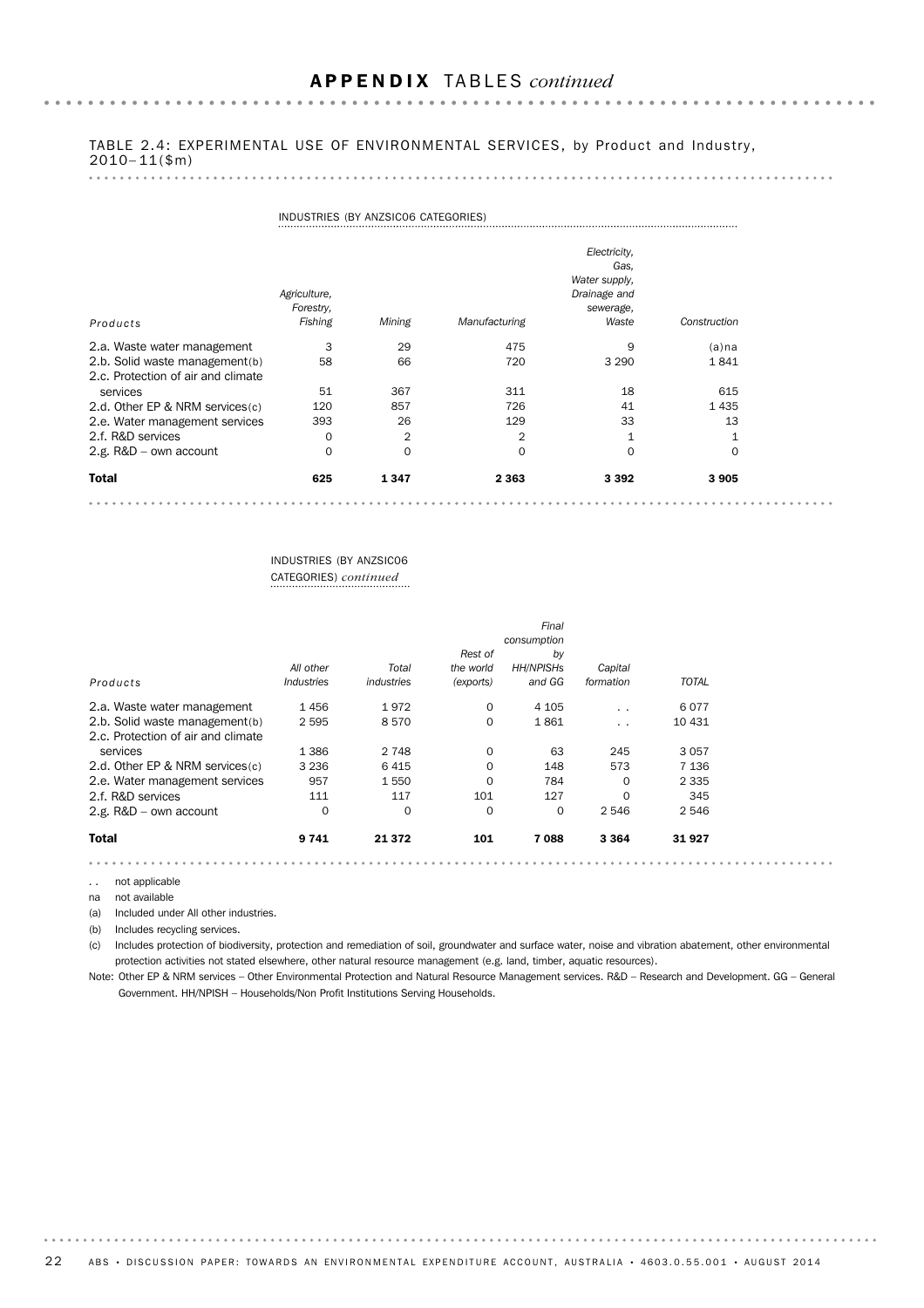## APPENDIX TABLES *continued*

TABLE 2.4: EXPERIMENTAL USE OF ENVIRONMENTAL SERVICES, by Product and Industry, 2010–11($m)

| Products | INDUSTRIES (BY ANZSIC06 CATEGORIES) | | | | |
|---|---|---|---|---|---|
| | *Agriculture, Forestry, Fishing* | *Mining* | *Manufacturing* | *Electricity, Gas, Water supply, Drainage and sewerage, Waste* | *Construction* |
| 2.a. Waste water management | 3 | 29 | 475 | 9 | (a)na |
| 2.b. Solid waste management(b) | 58 | 66 | 720 | 3 290 | 1 841 |
| 2.c. Protection of air and climate services | 51 | 367 | 311 | 18 | 615 |
| 2.d. Other EP & NRM services(c) | 120 | 857 | 726 | 41 | 1 435 |
| 2.e. Water management services | 393 | 26 | 129 | 33 | 13 |
| 2.f. R&D services | 0 | 2 | 2 | 1 | 1 |
| 2.g. R&D – own account | 0 | 0 | 0 | 0 | 0 |
| **Total** | **625** | **1 347** | **2 363** | **3 392** | **3 905** |

| Products | INDUSTRIES (BY ANZSIC06 CATEGORIES) *continued* | | | | | |
|---|---|---|---|---|---|---|
| | *All other Industries* | *Total industries* | *Rest of the world (exports)* | *Final consumption by HH/NPISHs and GG* | *Capital formation* | *TOTAL* |
| 2.a. Waste water management | 1 456 | 1 972 | 0 | 4 105 | . . | 6 077 |
| 2.b. Solid waste management(b) | 2 595 | 8 570 | 0 | 1 861 | . . | 10 431 |
| 2.c. Protection of air and climate services | 1 386 | 2 748 | 0 | 63 | 245 | 3 057 |
| 2.d. Other EP & NRM services(c) | 3 236 | 6 415 | 0 | 148 | 573 | 7 136 |
| 2.e. Water management services | 957 | 1 550 | 0 | 784 | 0 | 2 335 |
| 2.f. R&D services | 111 | 117 | 101 | 127 | 0 | 345 |
| 2.g. R&D – own account | 0 | 0 | 0 | 0 | 2 546 | 2 546 |
| **Total** | **9 741** | **21 372** | **101** | **7 088** | **3 364** | **31 927** |

. . not applicable

na not available

(a) Included under All other industries.

(b) Includes recycling services.

(c) Includes protection of biodiversity, protection and remediation of soil, groundwater and surface water, noise and vibration abatement, other environmental protection activities not stated elsewhere, other natural resource management (e.g. land, timber, aquatic resources).

Note: Other EP & NRM services – Other Environmental Protection and Natural Resource Management services. R&D – Research and Development. GG – General Government. HH/NPISH – Households/Non Profit Institutions Serving Households.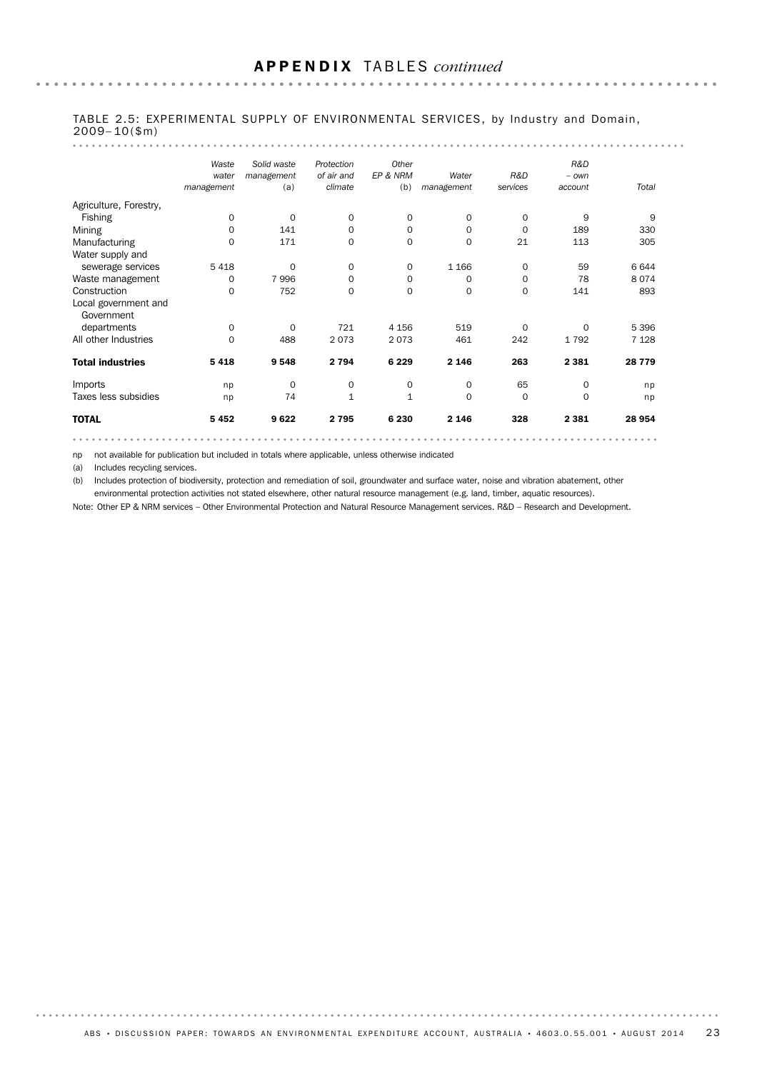## APPENDIX TABLES *continued*

TABLE 2.5: EXPERIMENTAL SUPPLY OF ENVIRONMENTAL SERVICES, by Industry and Domain, 2009–10($m)

| | *Waste water management* | *Solid waste management (a)* | *Protection of air and climate* | *Other EP & NRM (b)* | *Water management* | *R&D services* | *R&D – own account* | *Total* |
|---|---|---|---|---|---|---|---|---|
| Agriculture, Forestry, Fishing | 0 | 0 | 0 | 0 | 0 | 0 | 9 | 9 |
| Mining | 0 | 141 | 0 | 0 | 0 | 0 | 189 | 330 |
| Manufacturing | 0 | 171 | 0 | 0 | 0 | 21 | 113 | 305 |
| Water supply and sewerage services | 5 418 | 0 | 0 | 0 | 1 166 | 0 | 59 | 6 644 |
| Waste management | 0 | 7 996 | 0 | 0 | 0 | 0 | 78 | 8 074 |
| Construction | 0 | 752 | 0 | 0 | 0 | 0 | 141 | 893 |
| Local government and Government departments | 0 | 0 | 721 | 4 156 | 519 | 0 | 0 | 5 396 |
| All other Industries | 0 | 488 | 2 073 | 2 073 | 461 | 242 | 1 792 | 7 128 |
| **Total industries** | **5 418** | **9 548** | **2 794** | **6 229** | **2 146** | **263** | **2 381** | **28 779** |
| Imports | np | 0 | 0 | 0 | 0 | 65 | 0 | np |
| Taxes less subsidies | np | 74 | 1 | 1 | 0 | 0 | 0 | np |
| **TOTAL** | **5 452** | **9 622** | **2 795** | **6 230** | **2 146** | **328** | **2 381** | **28 954** |

np not available for publication but included in totals where applicable, unless otherwise indicated

(a) Includes recycling services.

(b) Includes protection of biodiversity, protection and remediation of soil, groundwater and surface water, noise and vibration abatement, other environmental protection activities not stated elsewhere, other natural resource management (e.g. land, timber, aquatic resources).

Note: Other EP & NRM services – Other Environmental Protection and Natural Resource Management services. R&D – Research and Development.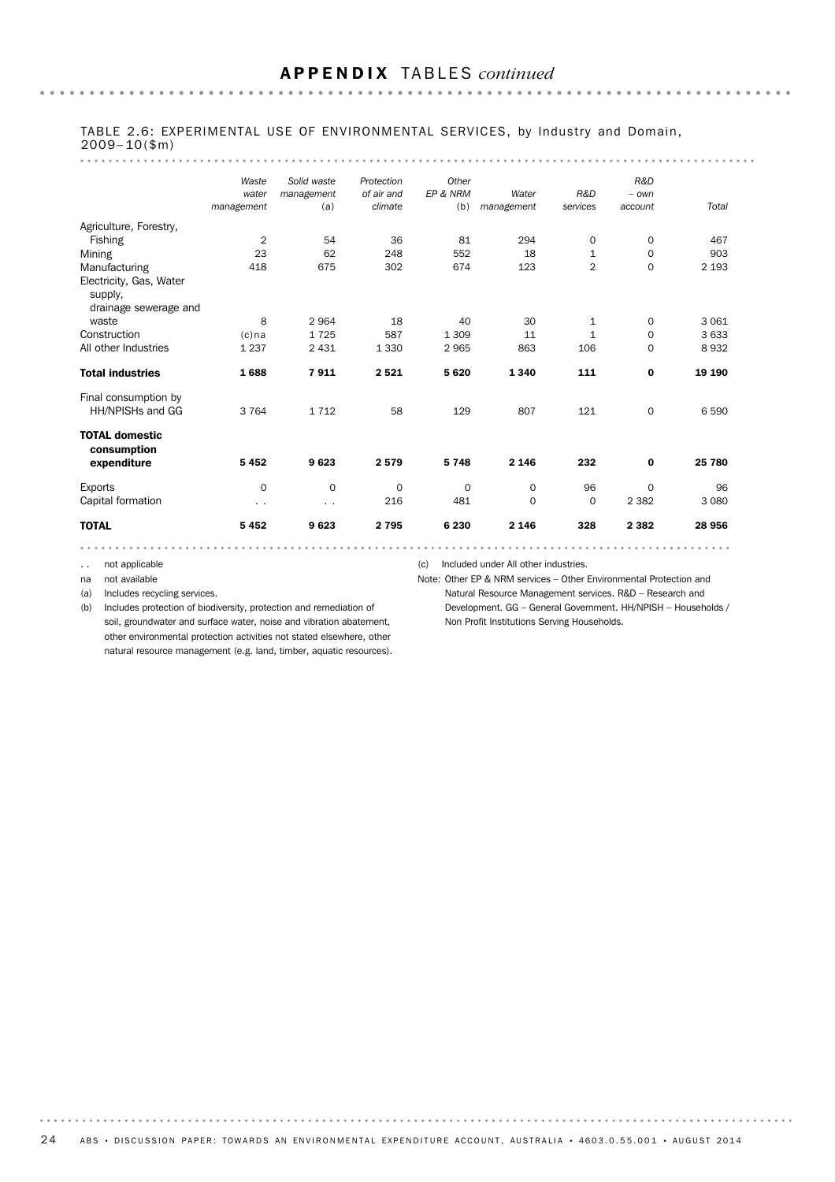## APPENDIX TABLES *continued*

TABLE 2.6: EXPERIMENTAL USE OF ENVIRONMENTAL SERVICES, by Industry and Domain, 2009–10($m)

| | *Waste water management* | *Solid waste management (a)* | *Protection of air and climate* | *Other EP & NRM (b)* | *Water management* | *R&D services* | *R&D – own account* | *Total* |
|---|---|---|---|---|---|---|---|---|
| Agriculture, Forestry, Fishing | 2 | 54 | 36 | 81 | 294 | 0 | 0 | 467 |
| Mining | 23 | 62 | 248 | 552 | 18 | 1 | 0 | 903 |
| Manufacturing | 418 | 675 | 302 | 674 | 123 | 2 | 0 | 2 193 |
| Electricity, Gas, Water supply, drainage sewerage and waste | 8 | 2 964 | 18 | 40 | 30 | 1 | 0 | 3 061 |
| Construction | (c)na | 1 725 | 587 | 1 309 | 11 | 1 | 0 | 3 633 |
| All other Industries | 1 237 | 2 431 | 1 330 | 2 965 | 863 | 106 | 0 | 8 932 |
| **Total industries** | **1 688** | **7 911** | **2 521** | **5 620** | **1 340** | **111** | **0** | **19 190** |
| Final consumption by HH/NPISHs and GG | 3 764 | 1 712 | 58 | 129 | 807 | 121 | 0 | 6 590 |
| **TOTAL domestic consumption expenditure** | **5 452** | **9 623** | **2 579** | **5 748** | **2 146** | **232** | **0** | **25 780** |
| Exports | 0 | 0 | 0 | 0 | 0 | 96 | 0 | 96 |
| Capital formation | . . | . . | 216 | 481 | 0 | 0 | 2 382 | 3 080 |
| **TOTAL** | **5 452** | **9 623** | **2 795** | **6 230** | **2 146** | **328** | **2 382** | **28 956** |

. . not applicable

na not available

(a) Includes recycling services.

(b) Includes protection of biodiversity, protection and remediation of soil, groundwater and surface water, noise and vibration abatement, other environmental protection activities not stated elsewhere, other natural resource management (e.g. land, timber, aquatic resources).

(c) Included under All other industries.

Note: Other EP & NRM services – Other Environmental Protection and Natural Resource Management services. R&D – Research and Development. GG – General Government. HH/NPISH – Households / Non Profit Institutions Serving Households.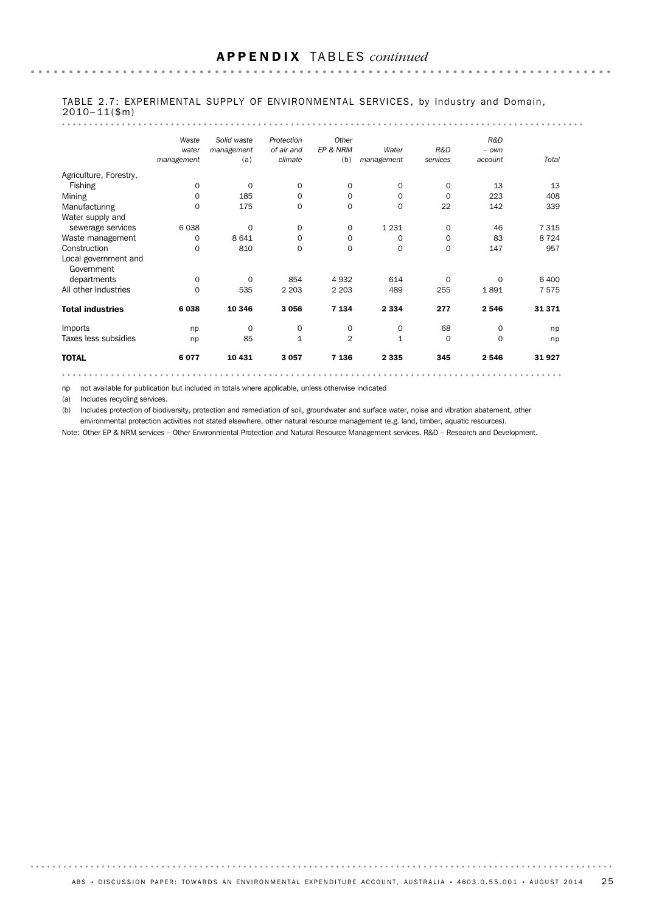## APPENDIX TABLES *continued*

TABLE 2.7: EXPERIMENTAL SUPPLY OF ENVIRONMENTAL SERVICES, by Industry and Domain, 2010–11($m)

| | *Waste water management* | *Solid waste management* (a) | *Protection of air and climate* | *Other EP & NRM* (b) | *Water management* | *R&D services* | *R&D – own account* | *Total* |
|---|---|---|---|---|---|---|---|---|
| Agriculture, Forestry, Fishing | 0 | 0 | 0 | 0 | 0 | 0 | 13 | 13 |
| Mining | 0 | 185 | 0 | 0 | 0 | 0 | 223 | 408 |
| Manufacturing | 0 | 175 | 0 | 0 | 0 | 22 | 142 | 339 |
| Water supply and sewerage services | 6 038 | 0 | 0 | 0 | 1 231 | 0 | 46 | 7 315 |
| Waste management | 0 | 8 641 | 0 | 0 | 0 | 0 | 83 | 8 724 |
| Construction | 0 | 810 | 0 | 0 | 0 | 0 | 147 | 957 |
| Local government and Government departments | 0 | 0 | 854 | 4 932 | 614 | 0 | 0 | 6 400 |
| All other Industries | 0 | 535 | 2 203 | 2 203 | 489 | 255 | 1 891 | 7 575 |
| **Total industries** | **6 038** | **10 346** | **3 056** | **7 134** | **2 334** | **277** | **2 546** | **31 371** |
| Imports | np | 0 | 0 | 0 | 0 | 68 | 0 | np |
| Taxes less subsidies | np | 85 | 1 | 2 | 1 | 0 | 0 | np |
| **TOTAL** | **6 077** | **10 431** | **3 057** | **7 136** | **2 335** | **345** | **2 546** | **31 927** |

np not available for publication but included in totals where applicable, unless otherwise indicated

(a) Includes recycling services.

(b) Includes protection of biodiversity, protection and remediation of soil, groundwater and surface water, noise and vibration abatement, other environmental protection activities not stated elsewhere, other natural resource management (e.g. land, timber, aquatic resources).

Note: Other EP & NRM services – Other Environmental Protection and Natural Resource Management services. R&D – Research and Development.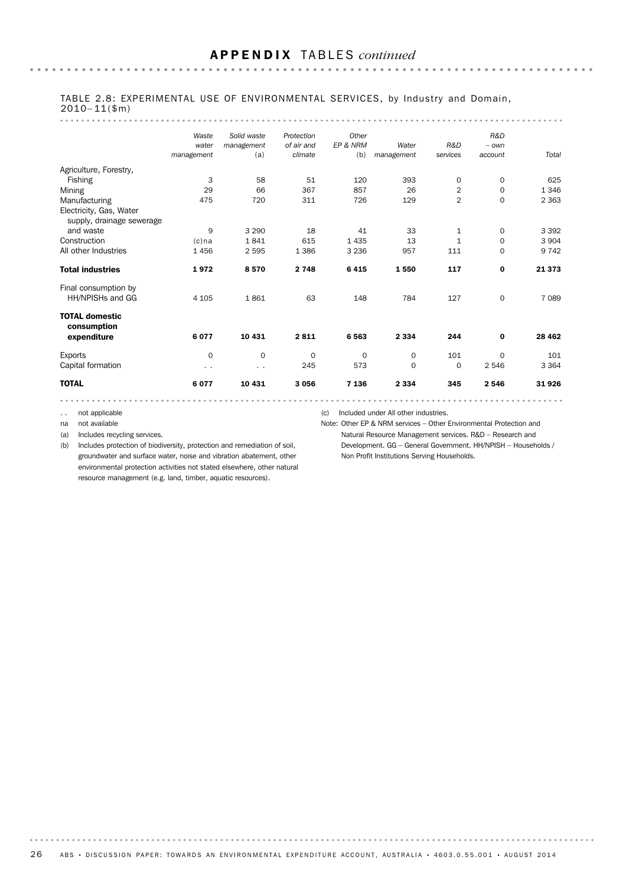## APPENDIX TABLES *continued*

TABLE 2.8: EXPERIMENTAL USE OF ENVIRONMENTAL SERVICES, by Industry and Domain, 2010–11($m)

| | *Waste water management* | *Solid waste management (a)* | *Protection of air and climate* | *Other EP & NRM (b)* | *Water management* | *R&D services* | *R&D – own account* | *Total* |
|---|---|---|---|---|---|---|---|---|
| Agriculture, Forestry, Fishing | 3 | 58 | 51 | 120 | 393 | 0 | 0 | 625 |
| Mining | 29 | 66 | 367 | 857 | 26 | 2 | 0 | 1 346 |
| Manufacturing | 475 | 720 | 311 | 726 | 129 | 2 | 0 | 2 363 |
| Electricity, Gas, Water supply, drainage sewerage and waste | 9 | 3 290 | 18 | 41 | 33 | 1 | 0 | 3 392 |
| Construction | (c)na | 1 841 | 615 | 1 435 | 13 | 1 | 0 | 3 904 |
| All other Industries | 1 456 | 2 595 | 1 386 | 3 236 | 957 | 111 | 0 | 9 742 |
| **Total industries** | **1 972** | **8 570** | **2 748** | **6 415** | **1 550** | **117** | **0** | **21 373** |
| Final consumption by HH/NPISHs and GG | 4 105 | 1 861 | 63 | 148 | 784 | 127 | 0 | 7 089 |
| **TOTAL domestic consumption expenditure** | **6 077** | **10 431** | **2 811** | **6 563** | **2 334** | **244** | **0** | **28 462** |
| Exports | 0 | 0 | 0 | 0 | 0 | 101 | 0 | 101 |
| Capital formation | . . | . . | 245 | 573 | 0 | 0 | 2 546 | 3 364 |
| **TOTAL** | **6 077** | **10 431** | **3 056** | **7 136** | **2 334** | **345** | **2 546** | **31 926** |

. . not applicable

na not available

(a) Includes recycling services.

(b) Includes protection of biodiversity, protection and remediation of soil, groundwater and surface water, noise and vibration abatement, other environmental protection activities not stated elsewhere, other natural resource management (e.g. land, timber, aquatic resources).

(c) Included under All other industries.

Note: Other EP & NRM services – Other Environmental Protection and Natural Resource Management services. R&D – Research and Development. GG – General Government. HH/NPISH – Households / Non Profit Institutions Serving Households.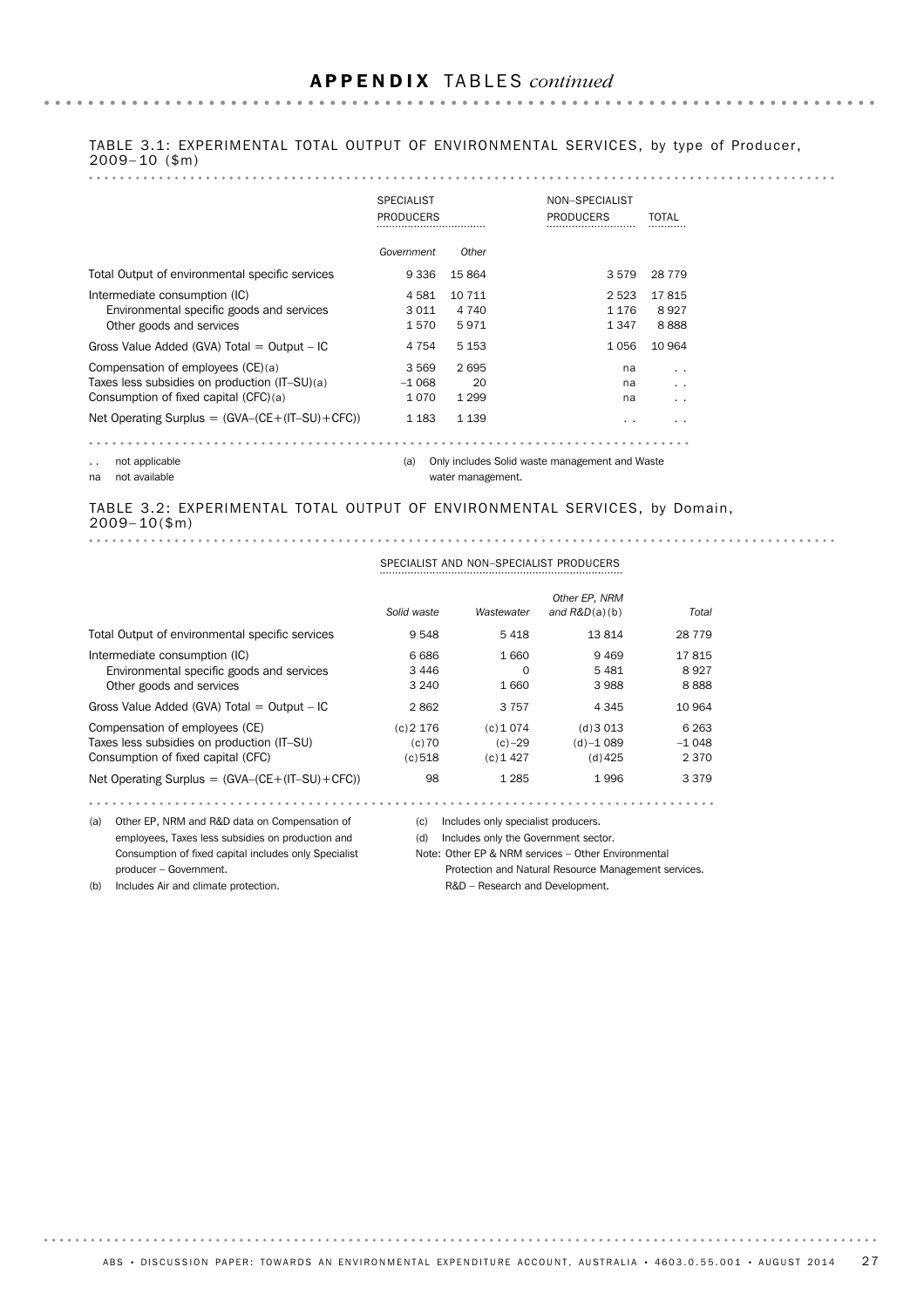## APPENDIX TABLES *continued*

TABLE 3.1: EXPERIMENTAL TOTAL OUTPUT OF ENVIRONMENTAL SERVICES, by type of Producer, 2009–10 ($m)

| | SPECIALIST PRODUCERS | | NON–SPECIALIST PRODUCERS | TOTAL |
|---|---|---|---|---|
| | *Government* | *Other* | | |
| Total Output of environmental specific services | 9 336 | 15 864 | 3 579 | 28 779 |
| Intermediate consumption (IC) | 4 581 | 10 711 | 2 523 | 17 815 |
| Environmental specific goods and services | 3 011 | 4 740 | 1 176 | 8 927 |
| Other goods and services | 1 570 | 5 971 | 1 347 | 8 888 |
| Gross Value Added (GVA) Total = Output – IC | 4 754 | 5 153 | 1 056 | 10 964 |
| Compensation of employees (CE)(a) | 3 569 | 2 695 | na | . . |
| Taxes less subsidies on production (IT–SU)(a) | –1 068 | 20 | na | . . |
| Consumption of fixed capital (CFC)(a) | 1 070 | 1 299 | na | . . |
| Net Operating Surplus = (GVA–(CE+(IT–SU)+CFC)) | 1 183 | 1 139 | . . | . . |

. . not applicable

na not available

(a) Only includes Solid waste management and Waste water management.

TABLE 3.2: EXPERIMENTAL TOTAL OUTPUT OF ENVIRONMENTAL SERVICES, by Domain, 2009–10($m)

| | SPECIALIST AND NON–SPECIALIST PRODUCERS | | | |
|---|---|---|---|---|
| | *Solid waste* | *Wastewater* | *Other EP, NRM and R&D(a)(b)* | *Total* |
| Total Output of environmental specific services | 9 548 | 5 418 | 13 814 | 28 779 |
| Intermediate consumption (IC) | 6 686 | 1 660 | 9 469 | 17 815 |
| Environmental specific goods and services | 3 446 | 0 | 5 481 | 8 927 |
| Other goods and services | 3 240 | 1 660 | 3 988 | 8 888 |
| Gross Value Added (GVA) Total = Output – IC | 2 862 | 3 757 | 4 345 | 10 964 |
| Compensation of employees (CE) | (c)2 176 | (c)1 074 | (d)3 013 | 6 263 |
| Taxes less subsidies on production (IT–SU) | (c)70 | (c)–29 | (d)–1 089 | –1 048 |
| Consumption of fixed capital (CFC) | (c)518 | (c)1 427 | (d)425 | 2 370 |
| Net Operating Surplus = (GVA–(CE+(IT–SU)+CFC)) | 98 | 1 285 | 1 996 | 3 379 |

(a) Other EP, NRM and R&D data on Compensation of employees, Taxes less subsidies on production and Consumption of fixed capital includes only Specialist producer – Government.

(b) Includes Air and climate protection.

(c) Includes only specialist producers.

(d) Includes only the Government sector.

Note: Other EP & NRM services – Other Environmental Protection and Natural Resource Management services. R&D – Research and Development.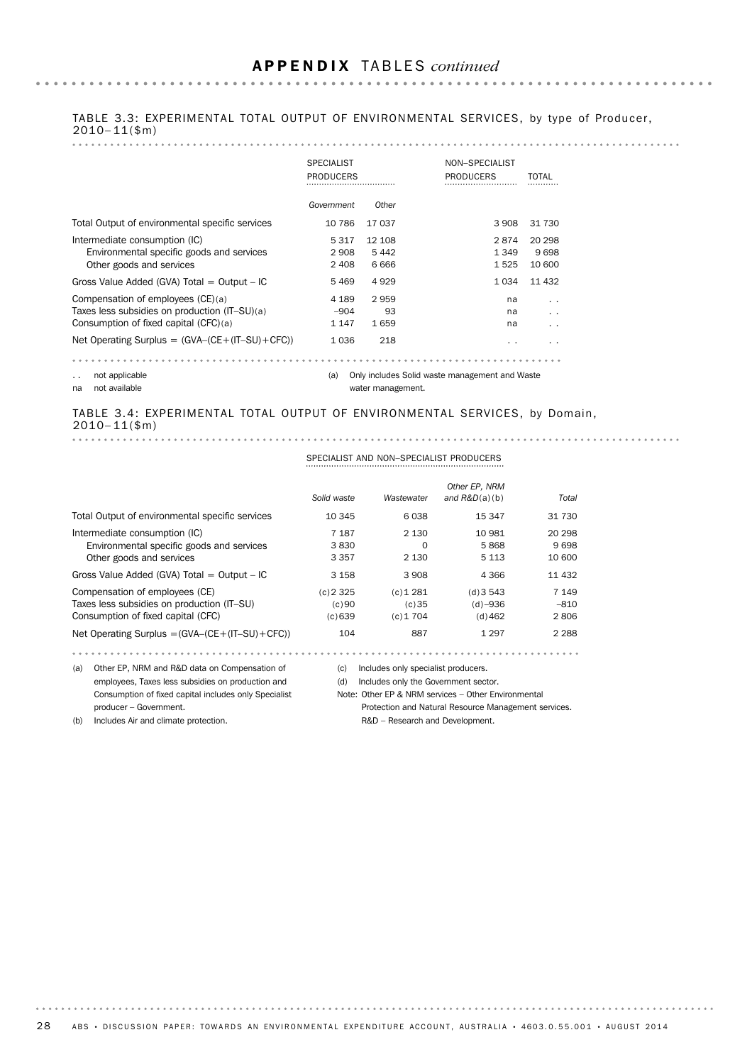## APPENDIX TABLES *continued*

TABLE 3.3: EXPERIMENTAL TOTAL OUTPUT OF ENVIRONMENTAL SERVICES, by type of Producer, 2010–11($m)

| | SPECIALIST PRODUCERS | | NON–SPECIALIST PRODUCERS | TOTAL |
|---|---|---|---|---|
| | *Government* | *Other* | | |
| Total Output of environmental specific services | 10 786 | 17 037 | 3 908 | 31 730 |
| Intermediate consumption (IC) | 5 317 | 12 108 | 2 874 | 20 298 |
| Environmental specific goods and services | 2 908 | 5 442 | 1 349 | 9 698 |
| Other goods and services | 2 408 | 6 666 | 1 525 | 10 600 |
| Gross Value Added (GVA) Total = Output – IC | 5 469 | 4 929 | 1 034 | 11 432 |
| Compensation of employees (CE)(a) | 4 189 | 2 959 | na | . . |
| Taxes less subsidies on production (IT–SU)(a) | –904 | 93 | na | . . |
| Consumption of fixed capital (CFC)(a) | 1 147 | 1 659 | na | . . |
| Net Operating Surplus = (GVA–(CE+(IT–SU)+CFC)) | 1 036 | 218 | . . | . . |

. . not applicable

na not available

(a) Only includes Solid waste management and Waste water management.

TABLE 3.4: EXPERIMENTAL TOTAL OUTPUT OF ENVIRONMENTAL SERVICES, by Domain, 2010–11($m)

| | SPECIALIST AND NON–SPECIALIST PRODUCERS | | | |
|---|---|---|---|---|
| | *Solid waste* | *Wastewater* | *Other EP, NRM and R&D(a)(b)* | *Total* |
| Total Output of environmental specific services | 10 345 | 6 038 | 15 347 | 31 730 |
| Intermediate consumption (IC) | 7 187 | 2 130 | 10 981 | 20 298 |
| Environmental specific goods and services | 3 830 | 0 | 5 868 | 9 698 |
| Other goods and services | 3 357 | 2 130 | 5 113 | 10 600 |
| Gross Value Added (GVA) Total = Output – IC | 3 158 | 3 908 | 4 366 | 11 432 |
| Compensation of employees (CE) | (c)2 325 | (c)1 281 | (d)3 543 | 7 149 |
| Taxes less subsidies on production (IT–SU) | (c)90 | (c)35 | (d)–936 | –810 |
| Consumption of fixed capital (CFC) | (c)639 | (c)1 704 | (d)462 | 2 806 |
| Net Operating Surplus =(GVA–(CE+(IT–SU)+CFC)) | 104 | 887 | 1 297 | 2 288 |

(a) Other EP, NRM and R&D data on Compensation of employees, Taxes less subsidies on production and Consumption of fixed capital includes only Specialist producer – Government.

(b) Includes Air and climate protection.

(c) Includes only specialist producers.

(d) Includes only the Government sector.

Note: Other EP & NRM services – Other Environmental Protection and Natural Resource Management services. R&D – Research and Development.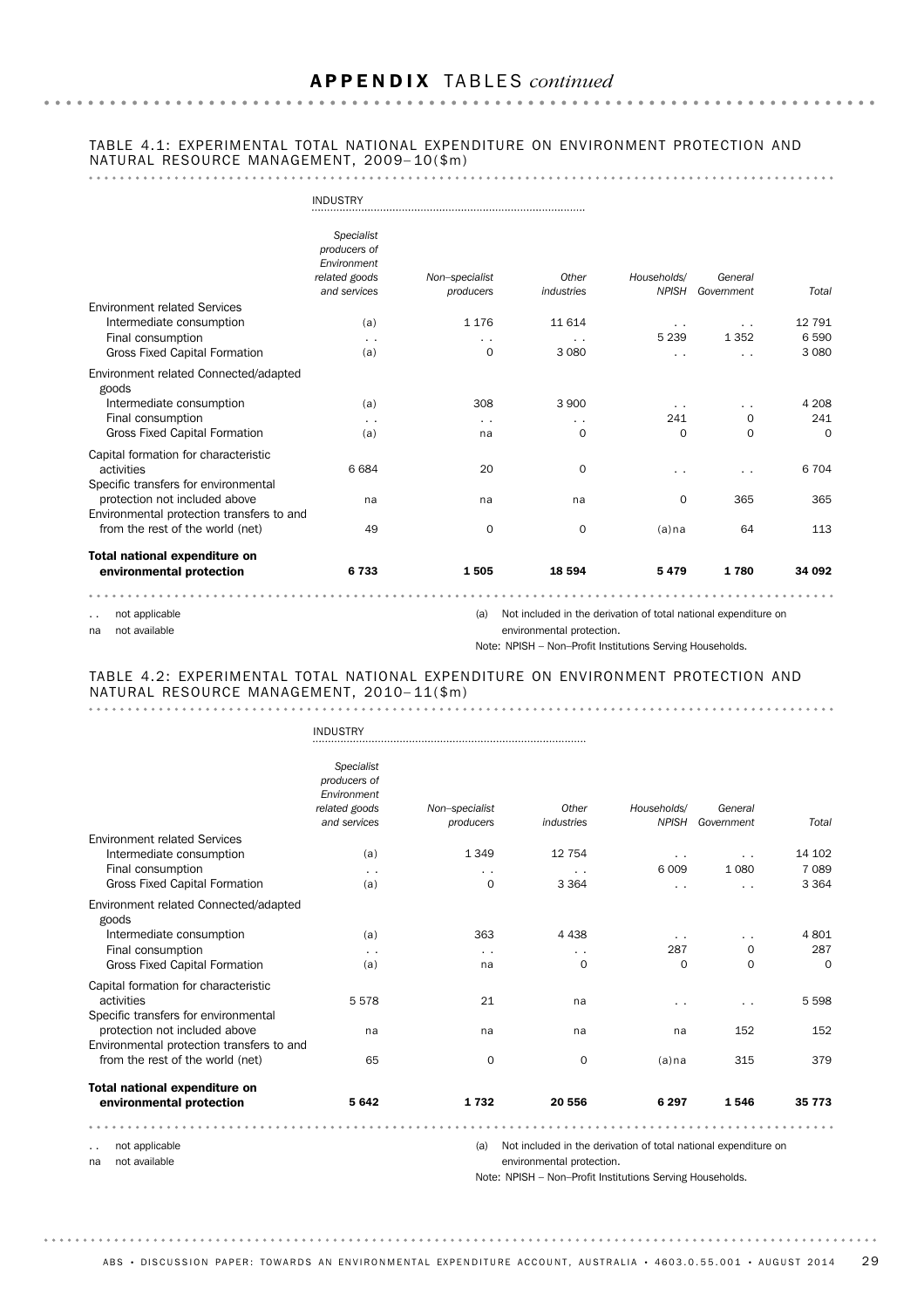# APPENDIX TABLES *continued*

## TABLE 4.1: EXPERIMENTAL TOTAL NATIONAL EXPENDITURE ON ENVIRONMENT PROTECTION AND NATURAL RESOURCE MANAGEMENT, 2009–10($m)

| | INDUSTRY | | | | | |
|---|---|---|---|---|---|---|
| | *Specialist producers of Environment related goods and services* | *Non–specialist producers* | *Other industries* | *Households/ NPISH* | *General Government* | *Total* |
| Environment related Services | | | | | | |
| Intermediate consumption | (a) | 1 176 | 11 614 | . . | . . | 12 791 |
| Final consumption | . . | . . | . . | 5 239 | 1 352 | 6 590 |
| Gross Fixed Capital Formation | (a) | 0 | 3 080 | . . | . . | 3 080 |
| Environment related Connected/adapted goods | | | | | | |
| Intermediate consumption | (a) | 308 | 3 900 | . . | . . | 4 208 |
| Final consumption | . . | . . | . . | 241 | 0 | 241 |
| Gross Fixed Capital Formation | (a) | na | 0 | 0 | 0 | 0 |
| Capital formation for characteristic activities | 6 684 | 20 | 0 | . . | . . | 6 704 |
| Specific transfers for environmental protection not included above | na | na | na | 0 | 365 | 365 |
| Environmental protection transfers to and from the rest of the world (net) | 49 | 0 | 0 | (a)na | 64 | 113 |
| **Total national expenditure on environmental protection** | **6 733** | **1 505** | **18 594** | **5 479** | **1 780** | **34 092** |

. . not applicable
na not available

(a) Not included in the derivation of total national expenditure on environmental protection.

Note: NPISH – Non–Profit Institutions Serving Households.

## TABLE 4.2: EXPERIMENTAL TOTAL NATIONAL EXPENDITURE ON ENVIRONMENT PROTECTION AND NATURAL RESOURCE MANAGEMENT, 2010–11($m)

| | INDUSTRY | | | | | |
|---|---|---|---|---|---|---|
| | *Specialist producers of Environment related goods and services* | *Non–specialist producers* | *Other industries* | *Households/ NPISH* | *General Government* | *Total* |
| Environment related Services | | | | | | |
| Intermediate consumption | (a) | 1 349 | 12 754 | . . | . . | 14 102 |
| Final consumption | . . | . . | . . | 6 009 | 1 080 | 7 089 |
| Gross Fixed Capital Formation | (a) | 0 | 3 364 | . . | . . | 3 364 |
| Environment related Connected/adapted goods | | | | | | |
| Intermediate consumption | (a) | 363 | 4 438 | . . | . . | 4 801 |
| Final consumption | . . | . . | . . | 287 | 0 | 287 |
| Gross Fixed Capital Formation | (a) | na | 0 | 0 | 0 | 0 |
| Capital formation for characteristic activities | 5 578 | 21 | na | . . | . . | 5 598 |
| Specific transfers for environmental protection not included above | na | na | na | na | 152 | 152 |
| Environmental protection transfers to and from the rest of the world (net) | 65 | 0 | 0 | (a)na | 315 | 379 |
| **Total national expenditure on environmental protection** | **5 642** | **1 732** | **20 556** | **6 297** | **1 546** | **35 773** |

. . not applicable
na not available

(a) Not included in the derivation of total national expenditure on environmental protection.

Note: NPISH – Non–Profit Institutions Serving Households.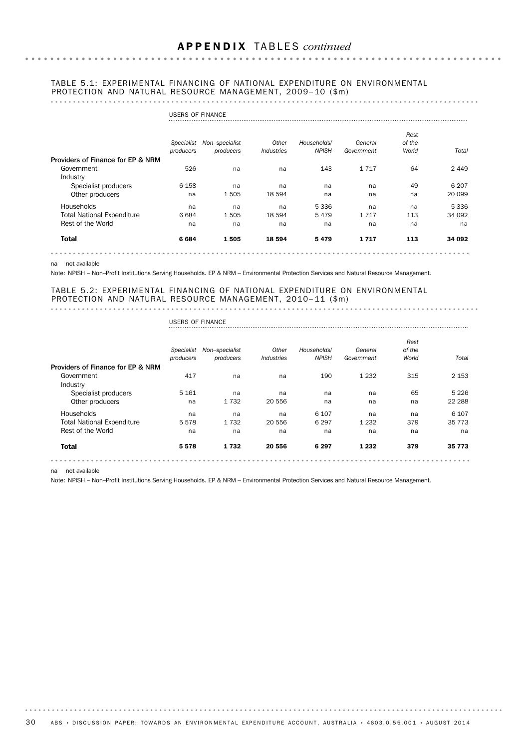## APPENDIX TABLES *continued*

### TABLE 5.1: EXPERIMENTAL FINANCING OF NATIONAL EXPENDITURE ON ENVIRONMENTAL PROTECTION AND NATURAL RESOURCE MANAGEMENT, 2009–10 ($m)

| | USERS OF FINANCE | | | | | | |
|---|---|---|---|---|---|---|---|
| | *Specialist producers* | *Non–specialist producers* | *Other Industries* | *Households/ NPISH* | *General Government* | *Rest of the World* | *Total* |
| **Providers of Finance for EP & NRM** | | | | | | | |
| Government | 526 | na | na | 143 | 1 717 | 64 | 2 449 |
| Industry | | | | | | | |
| Specialist producers | 6 158 | na | na | na | na | 49 | 6 207 |
| Other producers | na | 1 505 | 18 594 | na | na | na | 20 099 |
| Households | na | na | na | 5 336 | na | na | 5 336 |
| Total National Expenditure | 6 684 | 1 505 | 18 594 | 5 479 | 1 717 | 113 | 34 092 |
| Rest of the World | na | na | na | na | na | na | na |
| **Total** | **6 684** | **1 505** | **18 594** | **5 479** | **1 717** | **113** | **34 092** |

na not available

Note: NPISH – Non–Profit Institutions Serving Households. EP & NRM – Environmental Protection Services and Natural Resource Management.

### TABLE 5.2: EXPERIMENTAL FINANCING OF NATIONAL EXPENDITURE ON ENVIRONMENTAL PROTECTION AND NATURAL RESOURCE MANAGEMENT, 2010–11 ($m)

| | USERS OF FINANCE | | | | | | |
|---|---|---|---|---|---|---|---|
| | *Specialist producers* | *Non–specialist producers* | *Other Industries* | *Households/ NPISH* | *General Government* | *Rest of the World* | *Total* |
| **Providers of Finance for EP & NRM** | | | | | | | |
| Government | 417 | na | na | 190 | 1 232 | 315 | 2 153 |
| Industry | | | | | | | |
| Specialist producers | 5 161 | na | na | na | na | 65 | 5 226 |
| Other producers | na | 1 732 | 20 556 | na | na | na | 22 288 |
| Households | na | na | na | 6 107 | na | na | 6 107 |
| Total National Expenditure | 5 578 | 1 732 | 20 556 | 6 297 | 1 232 | 379 | 35 773 |
| Rest of the World | na | na | na | na | na | na | na |
| **Total** | **5 578** | **1 732** | **20 556** | **6 297** | **1 232** | **379** | **35 773** |

na not available

Note: NPISH – Non–Profit Institutions Serving Households. EP & NRM – Environmental Protection Services and Natural Resource Management.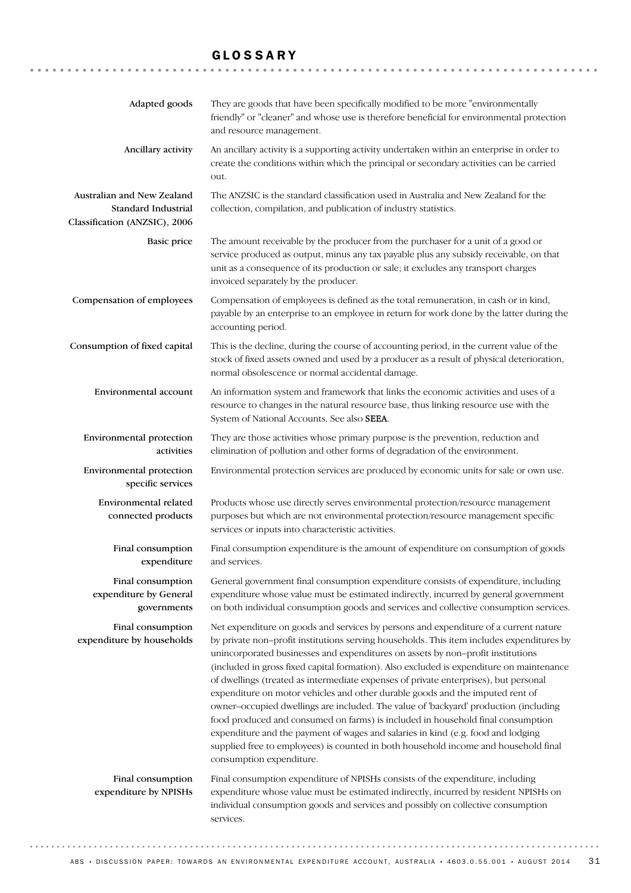# GLOSSARY

**Adapted goods**
They are goods that have been specifically modified to be more "environmentally friendly" or "cleaner" and whose use is therefore beneficial for environmental protection and resource management.

**Ancillary activity**
An ancillary activity is a supporting activity undertaken within an enterprise in order to create the conditions within which the principal or secondary activities can be carried out.

**Australian and New Zealand Standard Industrial Classification (ANZSIC), 2006**
The ANZSIC is the standard classification used in Australia and New Zealand for the collection, compilation, and publication of industry statistics.

**Basic price**
The amount receivable by the producer from the purchaser for a unit of a good or service produced as output, minus any tax payable plus any subsidy receivable, on that unit as a consequence of its production or sale; it excludes any transport charges invoiced separately by the producer.

**Compensation of employees**
Compensation of employees is defined as the total remuneration, in cash or in kind, payable by an enterprise to an employee in return for work done by the latter during the accounting period.

**Consumption of fixed capital**
This is the decline, during the course of accounting period, in the current value of the stock of fixed assets owned and used by a producer as a result of physical deterioration, normal obsolescence or normal accidental damage.

**Environmental account**
An information system and framework that links the economic activities and uses of a resource to changes in the natural resource base, thus linking resource use with the System of National Accounts. See also **SEEA**.

**Environmental protection activities**
They are those activities whose primary purpose is the prevention, reduction and elimination of pollution and other forms of degradation of the environment.

**Environmental protection specific services**
Environmental protection services are produced by economic units for sale or own use.

**Environmental related connected products**
Products whose use directly serves environmental protection/resource management purposes but which are not environmental protection/resource management specific services or inputs into characteristic activities.

**Final consumption expenditure**
Final consumption expenditure is the amount of expenditure on consumption of goods and services.

**Final consumption expenditure by General governments**
General government final consumption expenditure consists of expenditure, including expenditure whose value must be estimated indirectly, incurred by general government on both individual consumption goods and services and collective consumption services.

**Final consumption expenditure by households**
Net expenditure on goods and services by persons and expenditure of a current nature by private non–profit institutions serving households. This item includes expenditures by unincorporated businesses and expenditures on assets by non–profit institutions (included in gross fixed capital formation). Also excluded is expenditure on maintenance of dwellings (treated as intermediate expenses of private enterprises), but personal expenditure on motor vehicles and other durable goods and the imputed rent of owner–occupied dwellings are included. The value of 'backyard' production (including food produced and consumed on farms) is included in household final consumption expenditure and the payment of wages and salaries in kind (e.g. food and lodging supplied free to employees) is counted in both household income and household final consumption expenditure.

**Final consumption expenditure by NPISHs**
Final consumption expenditure of NPISHs consists of the expenditure, including expenditure whose value must be estimated indirectly, incurred by resident NPISHs on individual consumption goods and services and possibly on collective consumption services.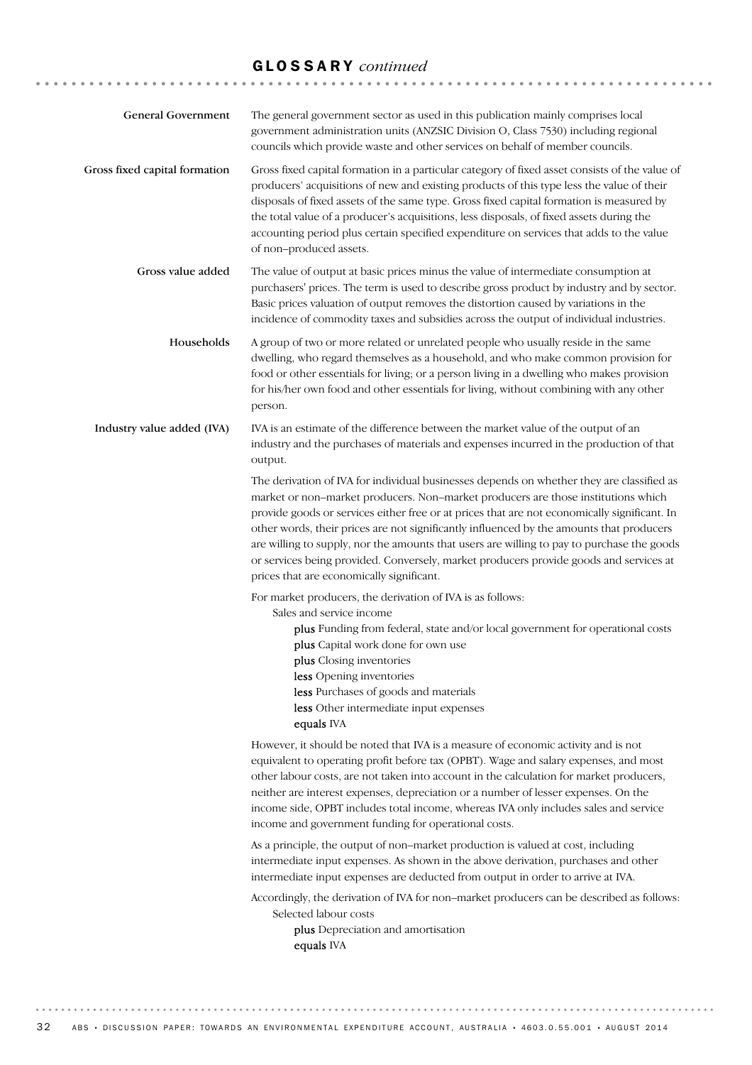## GLOSSARY *continued*

**General Government**

The general government sector as used in this publication mainly comprises local government administration units (ANZSIC Division O, Class 7530) including regional councils which provide waste and other services on behalf of member councils.

**Gross fixed capital formation**

Gross fixed capital formation in a particular category of fixed asset consists of the value of producers' acquisitions of new and existing products of this type less the value of their disposals of fixed assets of the same type. Gross fixed capital formation is measured by the total value of a producer's acquisitions, less disposals, of fixed assets during the accounting period plus certain specified expenditure on services that adds to the value of non–produced assets.

**Gross value added**

The value of output at basic prices minus the value of intermediate consumption at purchasers' prices. The term is used to describe gross product by industry and by sector. Basic prices valuation of output removes the distortion caused by variations in the incidence of commodity taxes and subsidies across the output of individual industries.

**Households**

A group of two or more related or unrelated people who usually reside in the same dwelling, who regard themselves as a household, and who make common provision for food or other essentials for living; or a person living in a dwelling who makes provision for his/her own food and other essentials for living, without combining with any other person.

**Industry value added (IVA)**

IVA is an estimate of the difference between the market value of the output of an industry and the purchases of materials and expenses incurred in the production of that output.

The derivation of IVA for individual businesses depends on whether they are classified as market or non–market producers. Non–market producers are those institutions which provide goods or services either free or at prices that are not economically significant. In other words, their prices are not significantly influenced by the amounts that producers are willing to supply, nor the amounts that users are willing to pay to purchase the goods or services being provided. Conversely, market producers provide goods and services at prices that are economically significant.

For market producers, the derivation of IVA is as follows:

Sales and service income
- **plus** Funding from federal, state and/or local government for operational costs
- **plus** Capital work done for own use
- **plus** Closing inventories
- **less** Opening inventories
- **less** Purchases of goods and materials
- **less** Other intermediate input expenses
- **equals** IVA

However, it should be noted that IVA is a measure of economic activity and is not equivalent to operating profit before tax (OPBT). Wage and salary expenses, and most other labour costs, are not taken into account in the calculation for market producers, neither are interest expenses, depreciation or a number of lesser expenses. On the income side, OPBT includes total income, whereas IVA only includes sales and service income and government funding for operational costs.

As a principle, the output of non–market production is valued at cost, including intermediate input expenses. As shown in the above derivation, purchases and other intermediate input expenses are deducted from output in order to arrive at IVA.

Accordingly, the derivation of IVA for non–market producers can be described as follows:

Selected labour costs
- **plus** Depreciation and amortisation
- **equals** IVA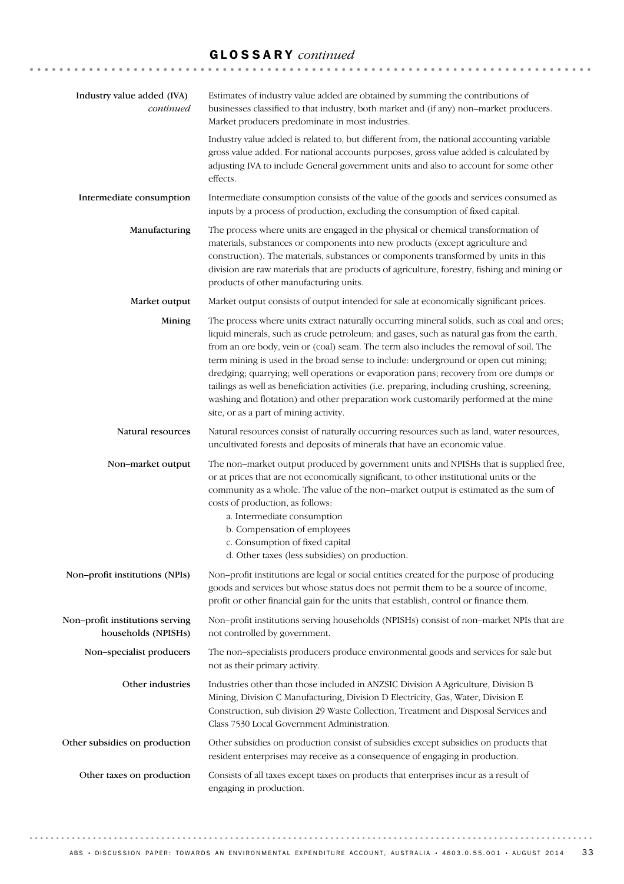## GLOSSARY *continued*

**Industry value added (IVA)** *continued*

Estimates of industry value added are obtained by summing the contributions of businesses classified to that industry, both market and (if any) non–market producers. Market producers predominate in most industries.

Industry value added is related to, but different from, the national accounting variable gross value added. For national accounts purposes, gross value added is calculated by adjusting IVA to include General government units and also to account for some other effects.

**Intermediate consumption**

Intermediate consumption consists of the value of the goods and services consumed as inputs by a process of production, excluding the consumption of fixed capital.

**Manufacturing**

The process where units are engaged in the physical or chemical transformation of materials, substances or components into new products (except agriculture and construction). The materials, substances or components transformed by units in this division are raw materials that are products of agriculture, forestry, fishing and mining or products of other manufacturing units.

**Market output**

Market output consists of output intended for sale at economically significant prices.

**Mining**

The process where units extract naturally occurring mineral solids, such as coal and ores; liquid minerals, such as crude petroleum; and gases, such as natural gas from the earth, from an ore body, vein or (coal) seam. The term also includes the removal of soil. The term mining is used in the broad sense to include: underground or open cut mining; dredging; quarrying; well operations or evaporation pans; recovery from ore dumps or tailings as well as beneficiation activities (i.e. preparing, including crushing, screening, washing and flotation) and other preparation work customarily performed at the mine site, or as a part of mining activity.

**Natural resources**

Natural resources consist of naturally occurring resources such as land, water resources, uncultivated forests and deposits of minerals that have an economic value.

**Non–market output**

The non–market output produced by government units and NPISHs that is supplied free, or at prices that are not economically significant, to other institutional units or the community as a whole. The value of the non–market output is estimated as the sum of costs of production, as follows:

a. Intermediate consumption
b. Compensation of employees
c. Consumption of fixed capital
d. Other taxes (less subsidies) on production.

**Non–profit institutions (NPIs)**

Non–profit institutions are legal or social entities created for the purpose of producing goods and services but whose status does not permit them to be a source of income, profit or other financial gain for the units that establish, control or finance them.

**Non–profit institutions serving households (NPISHs)**

Non–profit institutions serving households (NPISHs) consist of non–market NPIs that are not controlled by government.

**Non–specialist producers**

The non–specialists producers produce environmental goods and services for sale but not as their primary activity.

**Other industries**

Industries other than those included in ANZSIC Division A Agriculture, Division B Mining, Division C Manufacturing, Division D Electricity, Gas, Water, Division E Construction, sub division 29 Waste Collection, Treatment and Disposal Services and Class 7530 Local Government Administration.

**Other subsidies on production**

Other subsidies on production consist of subsidies except subsidies on products that resident enterprises may receive as a consequence of engaging in production.

**Other taxes on production**

Consists of all taxes except taxes on products that enterprises incur as a result of engaging in production.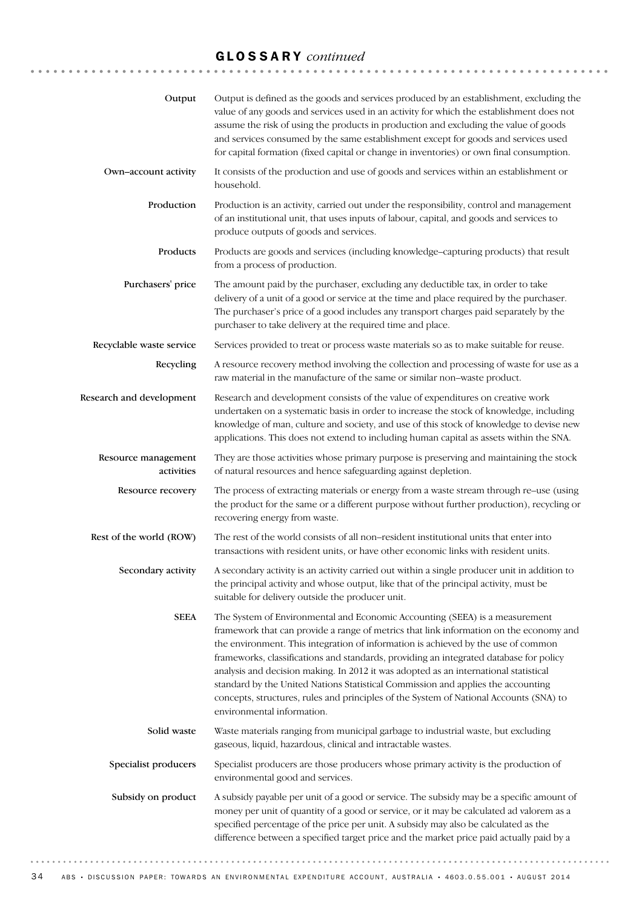## GLOSSARY *continued*

**Output**
Output is defined as the goods and services produced by an establishment, excluding the value of any goods and services used in an activity for which the establishment does not assume the risk of using the products in production and excluding the value of goods and services consumed by the same establishment except for goods and services used for capital formation (fixed capital or change in inventories) or own final consumption.

**Own–account activity**
It consists of the production and use of goods and services within an establishment or household.

**Production**
Production is an activity, carried out under the responsibility, control and management of an institutional unit, that uses inputs of labour, capital, and goods and services to produce outputs of goods and services.

**Products**
Products are goods and services (including knowledge–capturing products) that result from a process of production.

**Purchasers' price**
The amount paid by the purchaser, excluding any deductible tax, in order to take delivery of a unit of a good or service at the time and place required by the purchaser. The purchaser's price of a good includes any transport charges paid separately by the purchaser to take delivery at the required time and place.

**Recyclable waste service**
Services provided to treat or process waste materials so as to make suitable for reuse.

**Recycling**
A resource recovery method involving the collection and processing of waste for use as a raw material in the manufacture of the same or similar non–waste product.

**Research and development**
Research and development consists of the value of expenditures on creative work undertaken on a systematic basis in order to increase the stock of knowledge, including knowledge of man, culture and society, and use of this stock of knowledge to devise new applications. This does not extend to including human capital as assets within the SNA.

**Resource management activities**
They are those activities whose primary purpose is preserving and maintaining the stock of natural resources and hence safeguarding against depletion.

**Resource recovery**
The process of extracting materials or energy from a waste stream through re–use (using the product for the same or a different purpose without further production), recycling or recovering energy from waste.

**Rest of the world (ROW)**
The rest of the world consists of all non–resident institutional units that enter into transactions with resident units, or have other economic links with resident units.

**Secondary activity**
A secondary activity is an activity carried out within a single producer unit in addition to the principal activity and whose output, like that of the principal activity, must be suitable for delivery outside the producer unit.

**SEEA**
The System of Environmental and Economic Accounting (SEEA) is a measurement framework that can provide a range of metrics that link information on the economy and the environment. This integration of information is achieved by the use of common frameworks, classifications and standards, providing an integrated database for policy analysis and decision making. In 2012 it was adopted as an international statistical standard by the United Nations Statistical Commission and applies the accounting concepts, structures, rules and principles of the System of National Accounts (SNA) to environmental information.

**Solid waste**
Waste materials ranging from municipal garbage to industrial waste, but excluding gaseous, liquid, hazardous, clinical and intractable wastes.

**Specialist producers**
Specialist producers are those producers whose primary activity is the production of environmental good and services.

**Subsidy on product**
A subsidy payable per unit of a good or service. The subsidy may be a specific amount of money per unit of quantity of a good or service, or it may be calculated ad valorem as a specified percentage of the price per unit. A subsidy may also be calculated as the difference between a specified target price and the market price paid actually paid by a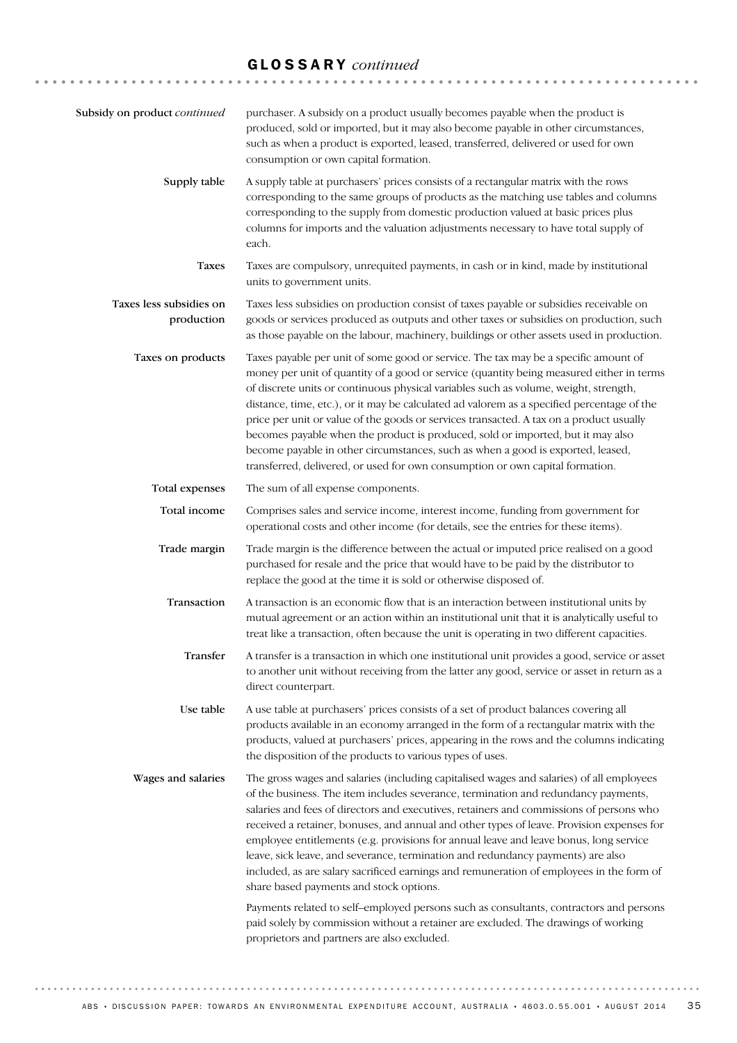## GLOSSARY *continued*

**Subsidy on product** *continued*

purchaser. A subsidy on a product usually becomes payable when the product is produced, sold or imported, but it may also become payable in other circumstances, such as when a product is exported, leased, transferred, delivered or used for own consumption or own capital formation.

**Supply table**

A supply table at purchasers' prices consists of a rectangular matrix with the rows corresponding to the same groups of products as the matching use tables and columns corresponding to the supply from domestic production valued at basic prices plus columns for imports and the valuation adjustments necessary to have total supply of each.

**Taxes**

Taxes are compulsory, unrequited payments, in cash or in kind, made by institutional units to government units.

**Taxes less subsidies on production**

Taxes less subsidies on production consist of taxes payable or subsidies receivable on goods or services produced as outputs and other taxes or subsidies on production, such as those payable on the labour, machinery, buildings or other assets used in production.

**Taxes on products**

Taxes payable per unit of some good or service. The tax may be a specific amount of money per unit of quantity of a good or service (quantity being measured either in terms of discrete units or continuous physical variables such as volume, weight, strength, distance, time, etc.), or it may be calculated ad valorem as a specified percentage of the price per unit or value of the goods or services transacted. A tax on a product usually becomes payable when the product is produced, sold or imported, but it may also become payable in other circumstances, such as when a good is exported, leased, transferred, delivered, or used for own consumption or own capital formation.

**Total expenses**

The sum of all expense components.

**Total income**

Comprises sales and service income, interest income, funding from government for operational costs and other income (for details, see the entries for these items).

**Trade margin**

Trade margin is the difference between the actual or imputed price realised on a good purchased for resale and the price that would have to be paid by the distributor to replace the good at the time it is sold or otherwise disposed of.

**Transaction**

A transaction is an economic flow that is an interaction between institutional units by mutual agreement or an action within an institutional unit that it is analytically useful to treat like a transaction, often because the unit is operating in two different capacities.

**Transfer**

A transfer is a transaction in which one institutional unit provides a good, service or asset to another unit without receiving from the latter any good, service or asset in return as a direct counterpart.

**Use table**

A use table at purchasers' prices consists of a set of product balances covering all products available in an economy arranged in the form of a rectangular matrix with the products, valued at purchasers' prices, appearing in the rows and the columns indicating the disposition of the products to various types of uses.

**Wages and salaries**

The gross wages and salaries (including capitalised wages and salaries) of all employees of the business. The item includes severance, termination and redundancy payments, salaries and fees of directors and executives, retainers and commissions of persons who received a retainer, bonuses, and annual and other types of leave. Provision expenses for employee entitlements (e.g. provisions for annual leave and leave bonus, long service leave, sick leave, and severance, termination and redundancy payments) are also included, as are salary sacrificed earnings and remuneration of employees in the form of share based payments and stock options.

Payments related to self–employed persons such as consultants, contractors and persons paid solely by commission without a retainer are excluded. The drawings of working proprietors and partners are also excluded.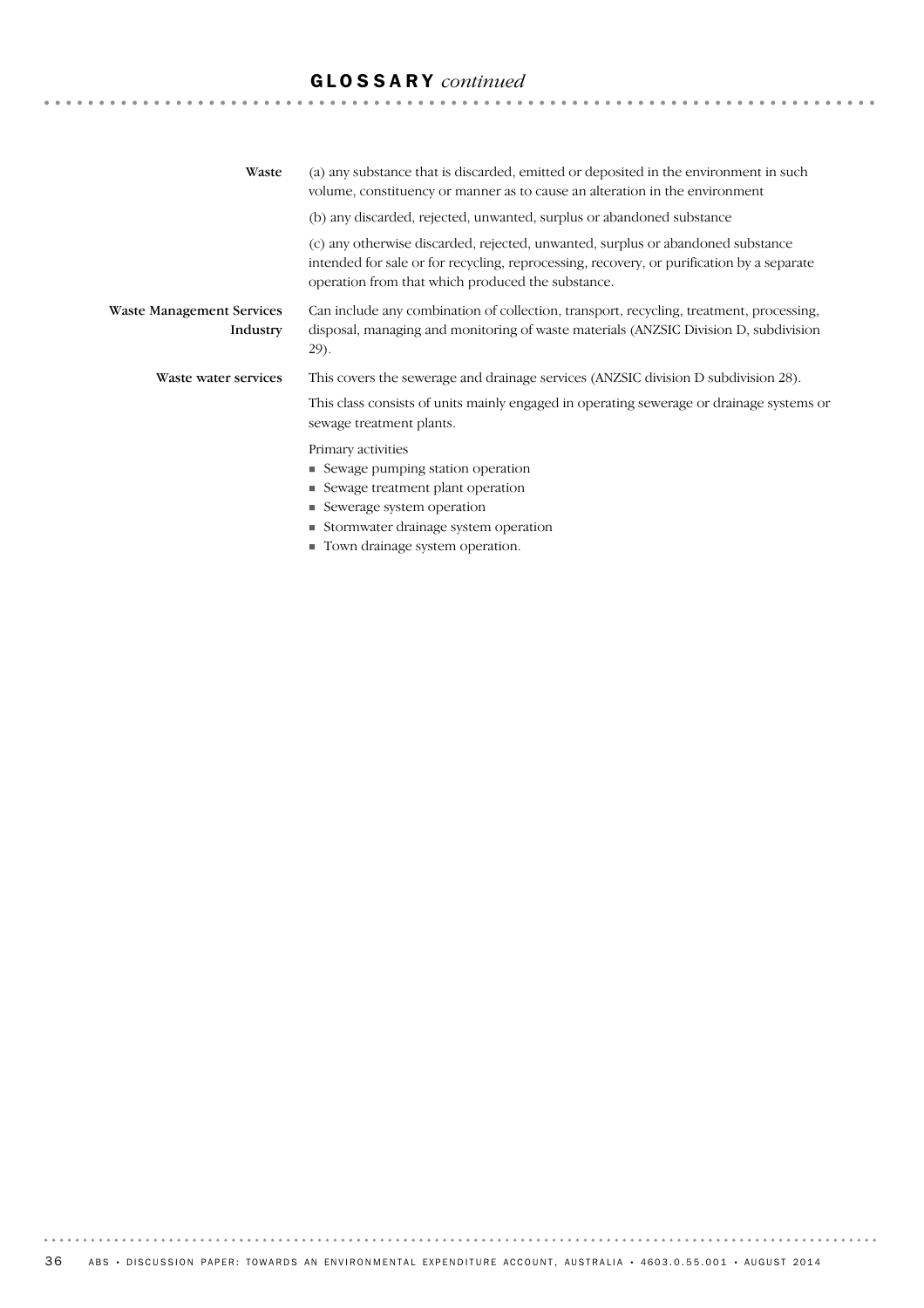## GLOSSARY *continued*

**Waste**

(a) any substance that is discarded, emitted or deposited in the environment in such volume, constituency or manner as to cause an alteration in the environment

(b) any discarded, rejected, unwanted, surplus or abandoned substance

(c) any otherwise discarded, rejected, unwanted, surplus or abandoned substance intended for sale or for recycling, reprocessing, recovery, or purification by a separate operation from that which produced the substance.

**Waste Management Services Industry**

Can include any combination of collection, transport, recycling, treatment, processing, disposal, managing and monitoring of waste materials (ANZSIC Division D, subdivision 29).

**Waste water services**

This covers the sewerage and drainage services (ANZSIC division D subdivision 28).

This class consists of units mainly engaged in operating sewerage or drainage systems or sewage treatment plants.

Primary activities

- Sewage pumping station operation
- Sewage treatment plant operation
- Sewerage system operation
- Stormwater drainage system operation
- Town drainage system operation.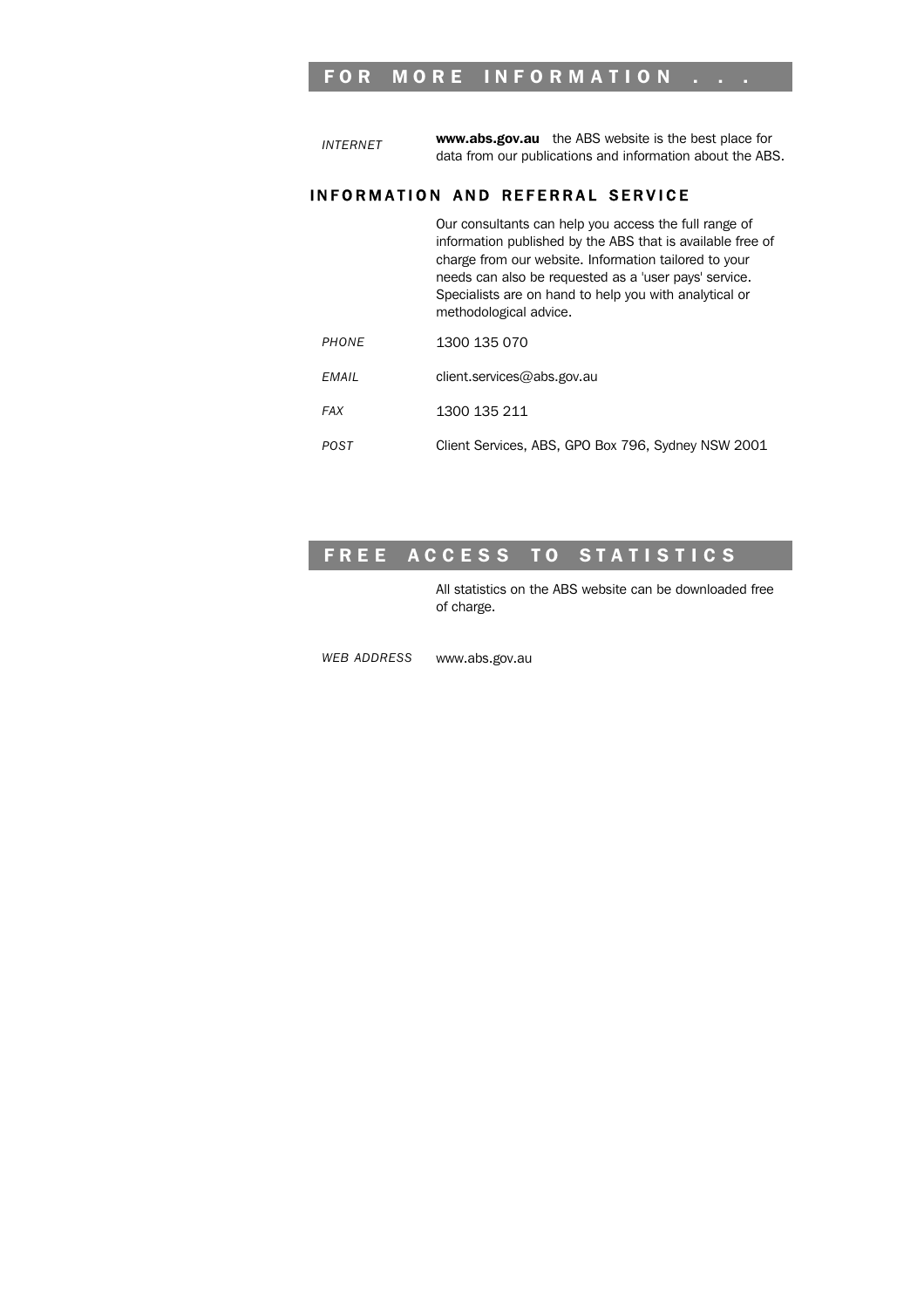## FOR MORE INFORMATION . . .

*INTERNET* **www.abs.gov.au** the ABS website is the best place for data from our publications and information about the ABS.

### INFORMATION AND REFERRAL SERVICE

Our consultants can help you access the full range of information published by the ABS that is available free of charge from our website. Information tailored to your needs can also be requested as a 'user pays' service. Specialists are on hand to help you with analytical or methodological advice.

*PHONE* 1300 135 070

*EMAIL* client.services@abs.gov.au

*FAX* 1300 135 211

*POST* Client Services, ABS, GPO Box 796, Sydney NSW 2001

## FREE ACCESS TO STATISTICS

All statistics on the ABS website can be downloaded free of charge.

*WEB ADDRESS* www.abs.gov.au